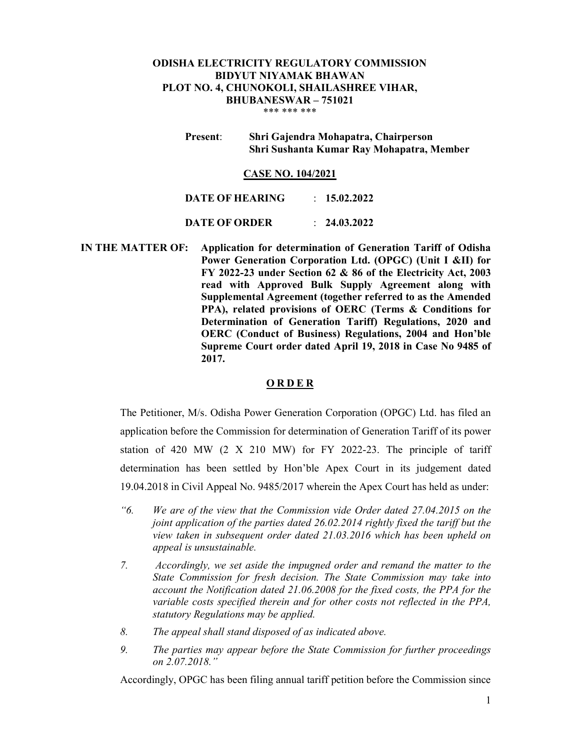**ODISHA ELECTRICITY REGULATORY COMMISSION**
**BIDYUT NIYAMAK BHAWAN**
**PLOT NO. 4, CHUNOKOLI, SHAILASHREE VIHAR,**
**BHUBANESWAR – 751021**

\*\*\* \*\*\* \*\*\*

**Present**: **Shri Gajendra Mohapatra, Chairperson**
**Shri Sushanta Kumar Ray Mohapatra, Member**

**CASE NO. 104/2021**

**DATE OF HEARING** : **15.02.2022**

**DATE OF ORDER** : **24.03.2022**

**IN THE MATTER OF:** **Application for determination of Generation Tariff of Odisha Power Generation Corporation Ltd. (OPGC) (Unit I &II) for FY 2022-23 under Section 62 & 86 of the Electricity Act, 2003 read with Approved Bulk Supply Agreement along with Supplemental Agreement (together referred to as the Amended PPA), related provisions of OERC (Terms & Conditions for Determination of Generation Tariff) Regulations, 2020 and OERC (Conduct of Business) Regulations, 2004 and Hon'ble Supreme Court order dated April 19, 2018 in Case No 9485 of 2017.**

## O R D E R

The Petitioner, M/s. Odisha Power Generation Corporation (OPGC) Ltd. has filed an application before the Commission for determination of Generation Tariff of its power station of 420 MW (2 X 210 MW) for FY 2022-23. The principle of tariff determination has been settled by Hon'ble Apex Court in its judgement dated 19.04.2018 in Civil Appeal No. 9485/2017 wherein the Apex Court has held as under:

*"6. We are of the view that the Commission vide Order dated 27.04.2015 on the joint application of the parties dated 26.02.2014 rightly fixed the tariff but the view taken in subsequent order dated 21.03.2016 which has been upheld on appeal is unsustainable.*

*7. Accordingly, we set aside the impugned order and remand the matter to the State Commission for fresh decision. The State Commission may take into account the Notification dated 21.06.2008 for the fixed costs, the PPA for the variable costs specified therein and for other costs not reflected in the PPA, statutory Regulations may be applied.*

*8. The appeal shall stand disposed of as indicated above.*

*9. The parties may appear before the State Commission for further proceedings on 2.07.2018."*

Accordingly, OPGC has been filing annual tariff petition before the Commission since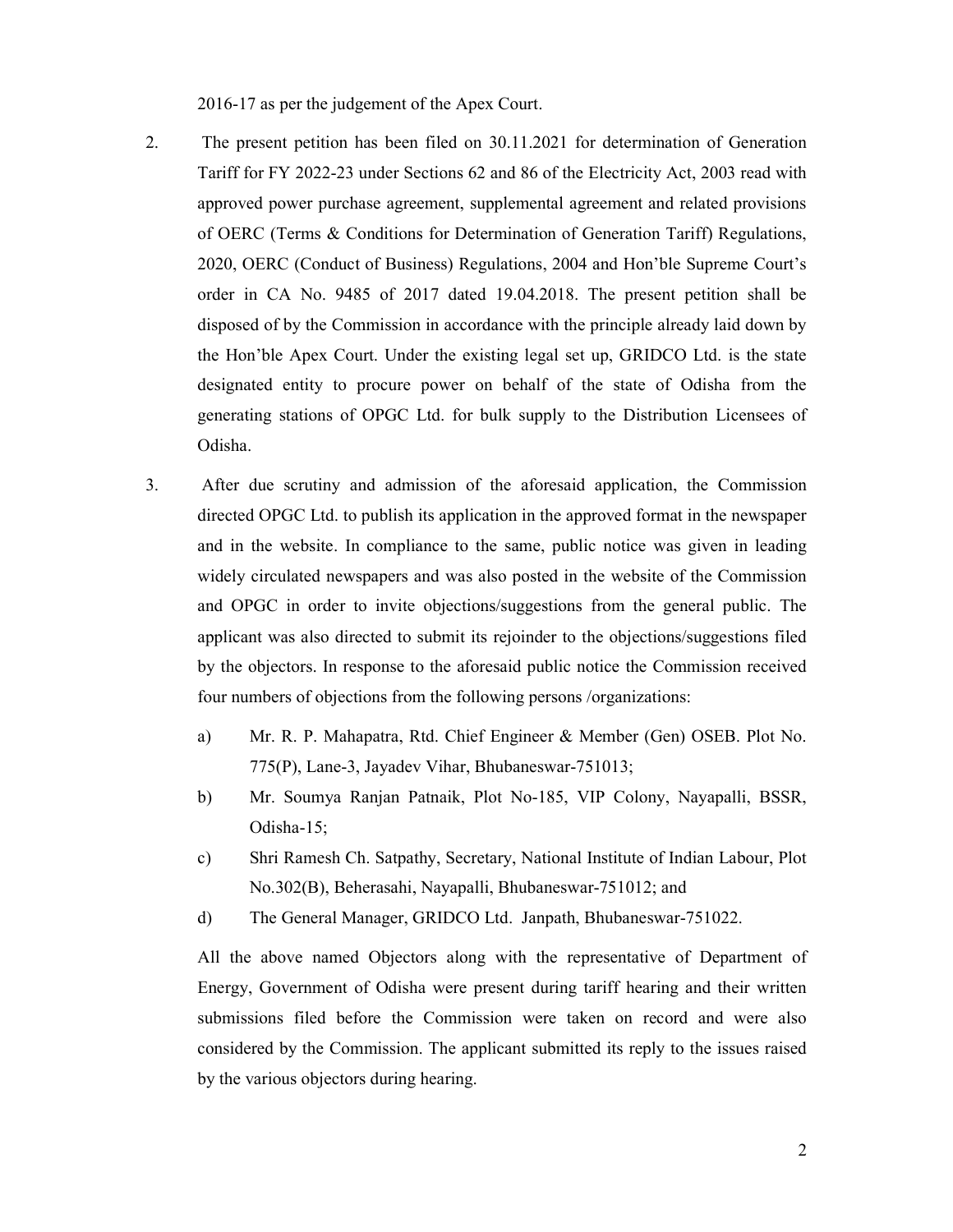2016-17 as per the judgement of the Apex Court.

2. The present petition has been filed on 30.11.2021 for determination of Generation Tariff for FY 2022-23 under Sections 62 and 86 of the Electricity Act, 2003 read with approved power purchase agreement, supplemental agreement and related provisions of OERC (Terms & Conditions for Determination of Generation Tariff) Regulations, 2020, OERC (Conduct of Business) Regulations, 2004 and Hon'ble Supreme Court's order in CA No. 9485 of 2017 dated 19.04.2018. The present petition shall be disposed of by the Commission in accordance with the principle already laid down by the Hon'ble Apex Court. Under the existing legal set up, GRIDCO Ltd. is the state designated entity to procure power on behalf of the state of Odisha from the generating stations of OPGC Ltd. for bulk supply to the Distribution Licensees of Odisha.

3. After due scrutiny and admission of the aforesaid application, the Commission directed OPGC Ltd. to publish its application in the approved format in the newspaper and in the website. In compliance to the same, public notice was given in leading widely circulated newspapers and was also posted in the website of the Commission and OPGC in order to invite objections/suggestions from the general public. The applicant was also directed to submit its rejoinder to the objections/suggestions filed by the objectors. In response to the aforesaid public notice the Commission received four numbers of objections from the following persons /organizations:

   a) Mr. R. P. Mahapatra, Rtd. Chief Engineer & Member (Gen) OSEB. Plot No. 775(P), Lane-3, Jayadev Vihar, Bhubaneswar-751013;

   b) Mr. Soumya Ranjan Patnaik, Plot No-185, VIP Colony, Nayapalli, BSSR, Odisha-15;

   c) Shri Ramesh Ch. Satpathy, Secretary, National Institute of Indian Labour, Plot No.302(B), Beherasahi, Nayapalli, Bhubaneswar-751012; and

   d) The General Manager, GRIDCO Ltd. Janpath, Bhubaneswar-751022.

   All the above named Objectors along with the representative of Department of Energy, Government of Odisha were present during tariff hearing and their written submissions filed before the Commission were taken on record and were also considered by the Commission. The applicant submitted its reply to the issues raised by the various objectors during hearing.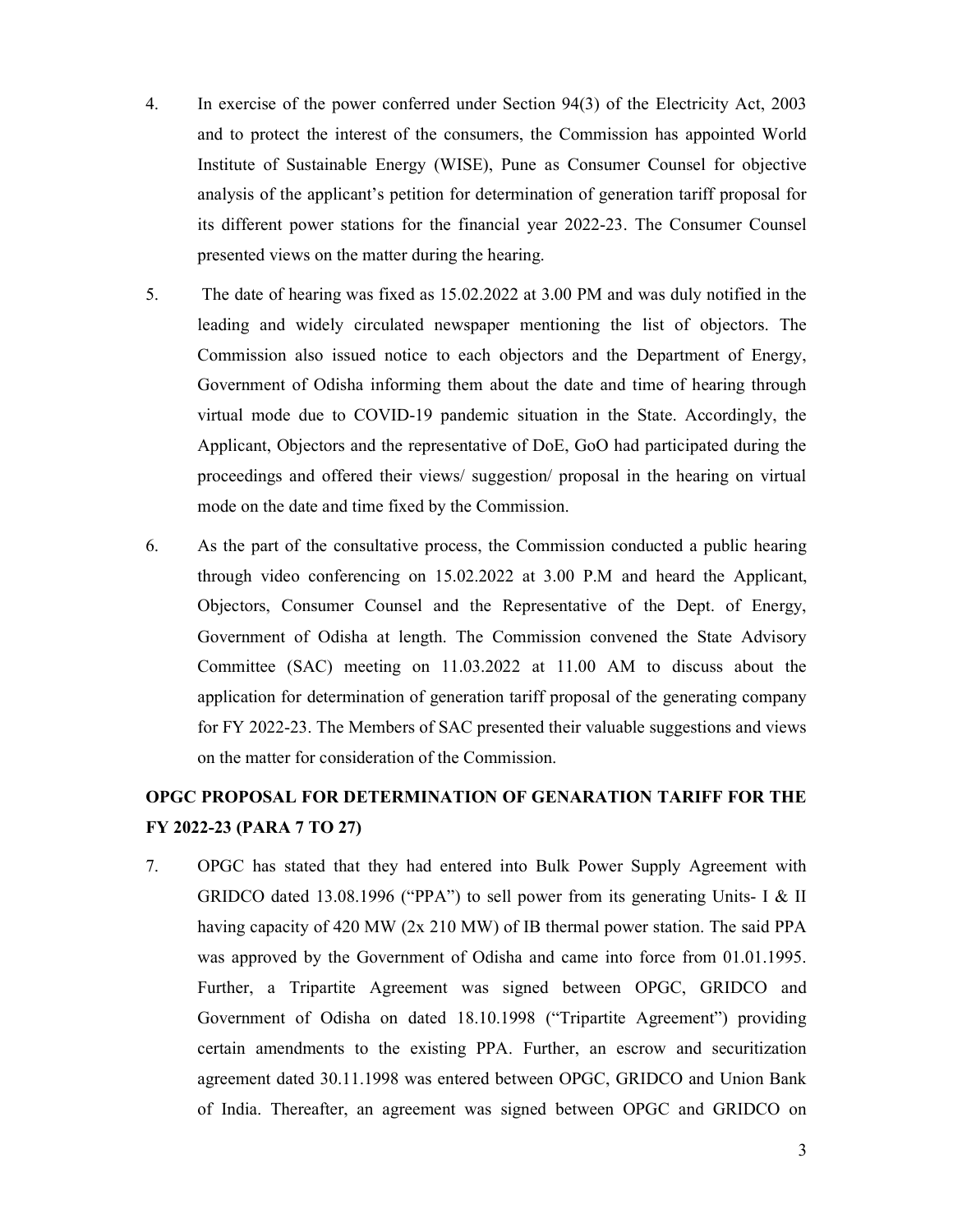4. In exercise of the power conferred under Section 94(3) of the Electricity Act, 2003 and to protect the interest of the consumers, the Commission has appointed World Institute of Sustainable Energy (WISE), Pune as Consumer Counsel for objective analysis of the applicant's petition for determination of generation tariff proposal for its different power stations for the financial year 2022-23. The Consumer Counsel presented views on the matter during the hearing.

5. The date of hearing was fixed as 15.02.2022 at 3.00 PM and was duly notified in the leading and widely circulated newspaper mentioning the list of objectors. The Commission also issued notice to each objectors and the Department of Energy, Government of Odisha informing them about the date and time of hearing through virtual mode due to COVID-19 pandemic situation in the State. Accordingly, the Applicant, Objectors and the representative of DoE, GoO had participated during the proceedings and offered their views/ suggestion/ proposal in the hearing on virtual mode on the date and time fixed by the Commission.

6. As the part of the consultative process, the Commission conducted a public hearing through video conferencing on 15.02.2022 at 3.00 P.M and heard the Applicant, Objectors, Consumer Counsel and the Representative of the Dept. of Energy, Government of Odisha at length. The Commission convened the State Advisory Committee (SAC) meeting on 11.03.2022 at 11.00 AM to discuss about the application for determination of generation tariff proposal of the generating company for FY 2022-23. The Members of SAC presented their valuable suggestions and views on the matter for consideration of the Commission.

**OPGC PROPOSAL FOR DETERMINATION OF GENARATION TARIFF FOR THE FY 2022-23 (PARA 7 TO 27)**

7. OPGC has stated that they had entered into Bulk Power Supply Agreement with GRIDCO dated 13.08.1996 ("PPA") to sell power from its generating Units- I & II having capacity of 420 MW (2x 210 MW) of IB thermal power station. The said PPA was approved by the Government of Odisha and came into force from 01.01.1995. Further, a Tripartite Agreement was signed between OPGC, GRIDCO and Government of Odisha on dated 18.10.1998 ("Tripartite Agreement") providing certain amendments to the existing PPA. Further, an escrow and securitization agreement dated 30.11.1998 was entered between OPGC, GRIDCO and Union Bank of India. Thereafter, an agreement was signed between OPGC and GRIDCO on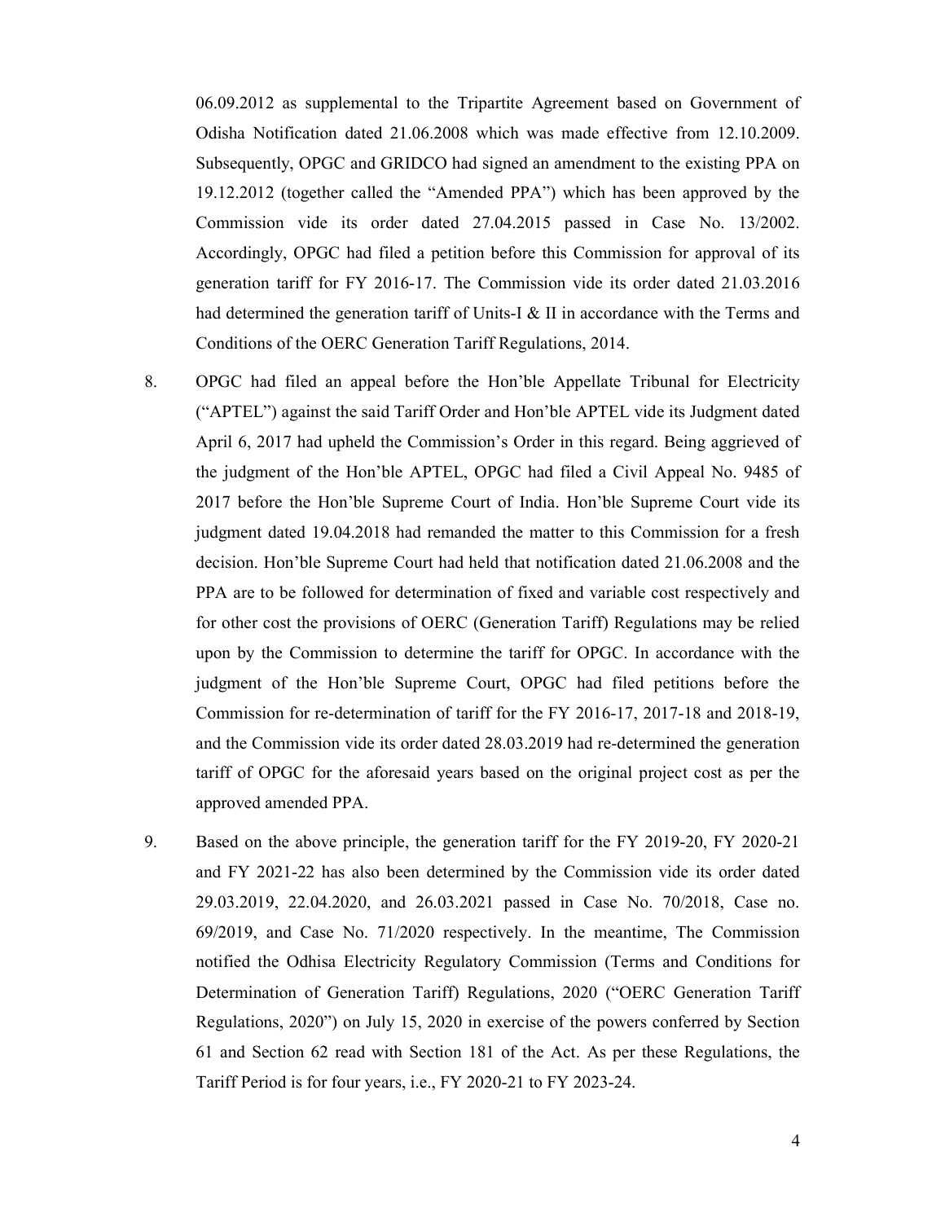06.09.2012 as supplemental to the Tripartite Agreement based on Government of Odisha Notification dated 21.06.2008 which was made effective from 12.10.2009. Subsequently, OPGC and GRIDCO had signed an amendment to the existing PPA on 19.12.2012 (together called the "Amended PPA") which has been approved by the Commission vide its order dated 27.04.2015 passed in Case No. 13/2002. Accordingly, OPGC had filed a petition before this Commission for approval of its generation tariff for FY 2016-17. The Commission vide its order dated 21.03.2016 had determined the generation tariff of Units-I & II in accordance with the Terms and Conditions of the OERC Generation Tariff Regulations, 2014.

8. OPGC had filed an appeal before the Hon'ble Appellate Tribunal for Electricity ("APTEL") against the said Tariff Order and Hon'ble APTEL vide its Judgment dated April 6, 2017 had upheld the Commission's Order in this regard. Being aggrieved of the judgment of the Hon'ble APTEL, OPGC had filed a Civil Appeal No. 9485 of 2017 before the Hon'ble Supreme Court of India. Hon'ble Supreme Court vide its judgment dated 19.04.2018 had remanded the matter to this Commission for a fresh decision. Hon'ble Supreme Court had held that notification dated 21.06.2008 and the PPA are to be followed for determination of fixed and variable cost respectively and for other cost the provisions of OERC (Generation Tariff) Regulations may be relied upon by the Commission to determine the tariff for OPGC. In accordance with the judgment of the Hon'ble Supreme Court, OPGC had filed petitions before the Commission for re-determination of tariff for the FY 2016-17, 2017-18 and 2018-19, and the Commission vide its order dated 28.03.2019 had re-determined the generation tariff of OPGC for the aforesaid years based on the original project cost as per the approved amended PPA.

9. Based on the above principle, the generation tariff for the FY 2019-20, FY 2020-21 and FY 2021-22 has also been determined by the Commission vide its order dated 29.03.2019, 22.04.2020, and 26.03.2021 passed in Case No. 70/2018, Case no. 69/2019, and Case No. 71/2020 respectively. In the meantime, The Commission notified the Odhisa Electricity Regulatory Commission (Terms and Conditions for Determination of Generation Tariff) Regulations, 2020 ("OERC Generation Tariff Regulations, 2020") on July 15, 2020 in exercise of the powers conferred by Section 61 and Section 62 read with Section 181 of the Act. As per these Regulations, the Tariff Period is for four years, i.e., FY 2020-21 to FY 2023-24.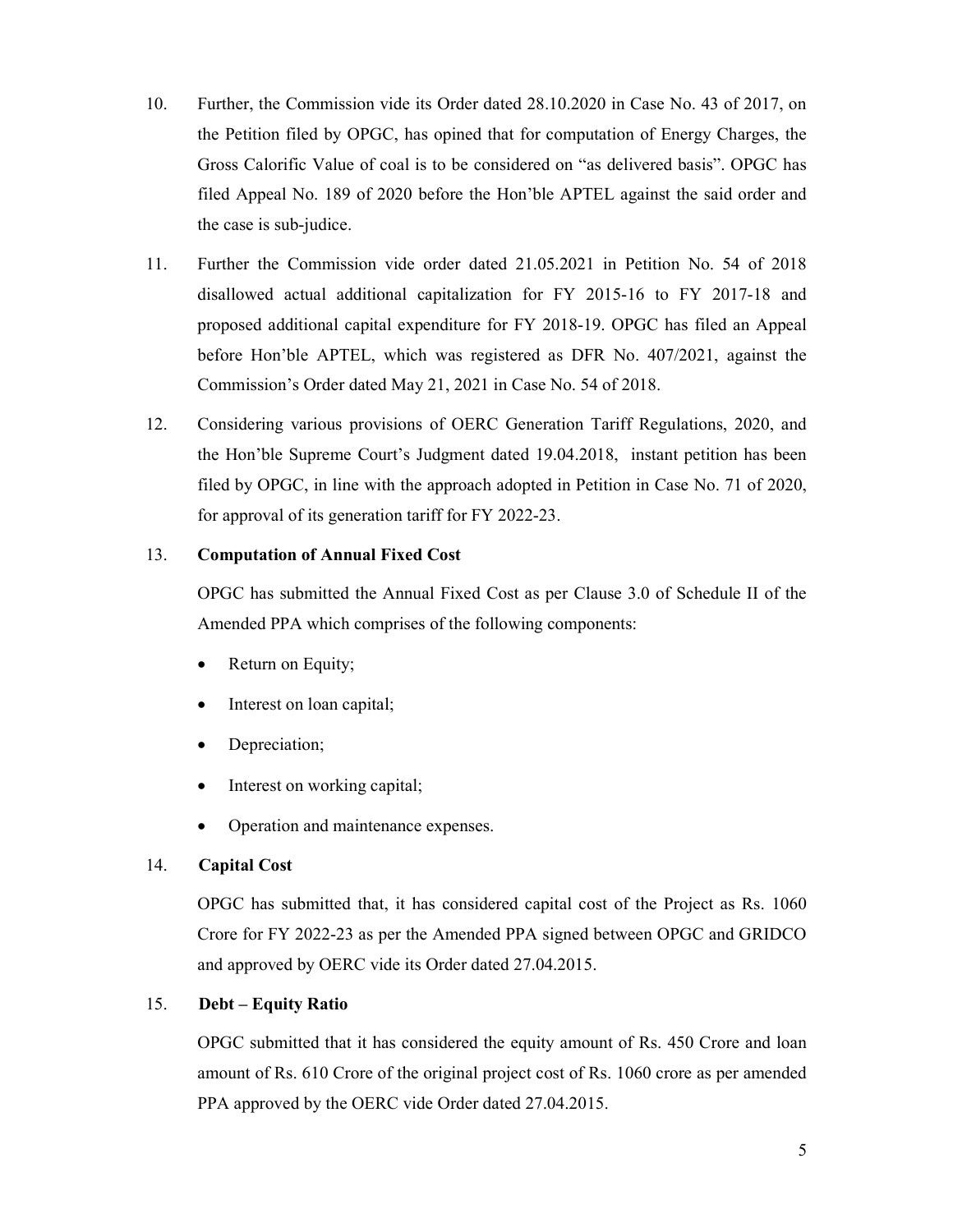10. Further, the Commission vide its Order dated 28.10.2020 in Case No. 43 of 2017, on the Petition filed by OPGC, has opined that for computation of Energy Charges, the Gross Calorific Value of coal is to be considered on "as delivered basis". OPGC has filed Appeal No. 189 of 2020 before the Hon'ble APTEL against the said order and the case is sub-judice.

11. Further the Commission vide order dated 21.05.2021 in Petition No. 54 of 2018 disallowed actual additional capitalization for FY 2015-16 to FY 2017-18 and proposed additional capital expenditure for FY 2018-19. OPGC has filed an Appeal before Hon'ble APTEL, which was registered as DFR No. 407/2021, against the Commission's Order dated May 21, 2021 in Case No. 54 of 2018.

12. Considering various provisions of OERC Generation Tariff Regulations, 2020, and the Hon'ble Supreme Court's Judgment dated 19.04.2018, instant petition has been filed by OPGC, in line with the approach adopted in Petition in Case No. 71 of 2020, for approval of its generation tariff for FY 2022-23.

13. **Computation of Annual Fixed Cost**

    OPGC has submitted the Annual Fixed Cost as per Clause 3.0 of Schedule II of the Amended PPA which comprises of the following components:

    - Return on Equity;
    - Interest on loan capital;
    - Depreciation;
    - Interest on working capital;
    - Operation and maintenance expenses.

14. **Capital Cost**

    OPGC has submitted that, it has considered capital cost of the Project as Rs. 1060 Crore for FY 2022-23 as per the Amended PPA signed between OPGC and GRIDCO and approved by OERC vide its Order dated 27.04.2015.

15. **Debt – Equity Ratio**

    OPGC submitted that it has considered the equity amount of Rs. 450 Crore and loan amount of Rs. 610 Crore of the original project cost of Rs. 1060 crore as per amended PPA approved by the OERC vide Order dated 27.04.2015.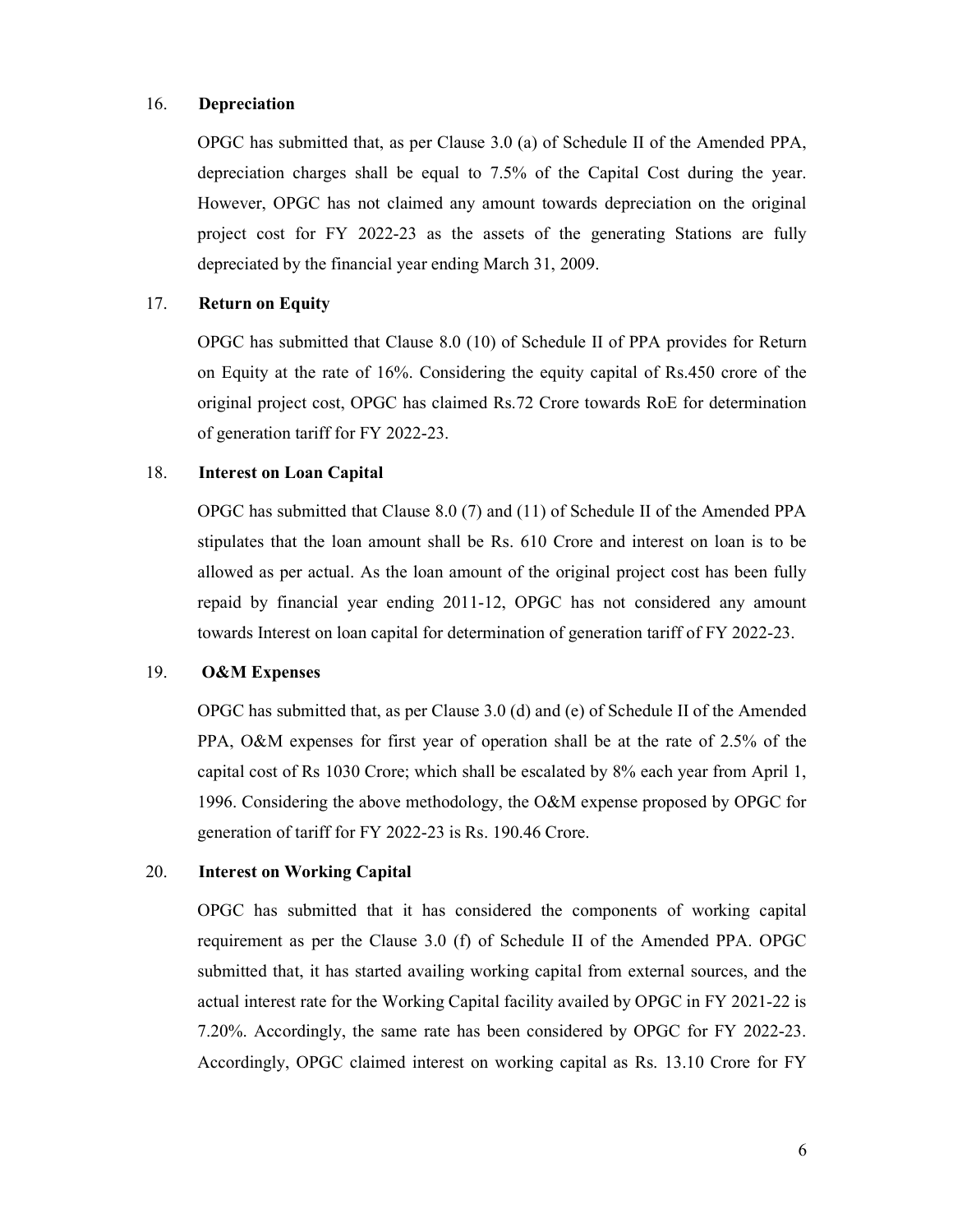16. **Depreciation**

OPGC has submitted that, as per Clause 3.0 (a) of Schedule II of the Amended PPA, depreciation charges shall be equal to 7.5% of the Capital Cost during the year. However, OPGC has not claimed any amount towards depreciation on the original project cost for FY 2022-23 as the assets of the generating Stations are fully depreciated by the financial year ending March 31, 2009.

17. **Return on Equity**

OPGC has submitted that Clause 8.0 (10) of Schedule II of PPA provides for Return on Equity at the rate of 16%. Considering the equity capital of Rs.450 crore of the original project cost, OPGC has claimed Rs.72 Crore towards RoE for determination of generation tariff for FY 2022-23.

18. **Interest on Loan Capital**

OPGC has submitted that Clause 8.0 (7) and (11) of Schedule II of the Amended PPA stipulates that the loan amount shall be Rs. 610 Crore and interest on loan is to be allowed as per actual. As the loan amount of the original project cost has been fully repaid by financial year ending 2011-12, OPGC has not considered any amount towards Interest on loan capital for determination of generation tariff of FY 2022-23.

19. **O&M Expenses**

OPGC has submitted that, as per Clause 3.0 (d) and (e) of Schedule II of the Amended PPA, O&M expenses for first year of operation shall be at the rate of 2.5% of the capital cost of Rs 1030 Crore; which shall be escalated by 8% each year from April 1, 1996. Considering the above methodology, the O&M expense proposed by OPGC for generation of tariff for FY 2022-23 is Rs. 190.46 Crore.

20. **Interest on Working Capital**

OPGC has submitted that it has considered the components of working capital requirement as per the Clause 3.0 (f) of Schedule II of the Amended PPA. OPGC submitted that, it has started availing working capital from external sources, and the actual interest rate for the Working Capital facility availed by OPGC in FY 2021-22 is 7.20%. Accordingly, the same rate has been considered by OPGC for FY 2022-23. Accordingly, OPGC claimed interest on working capital as Rs. 13.10 Crore for FY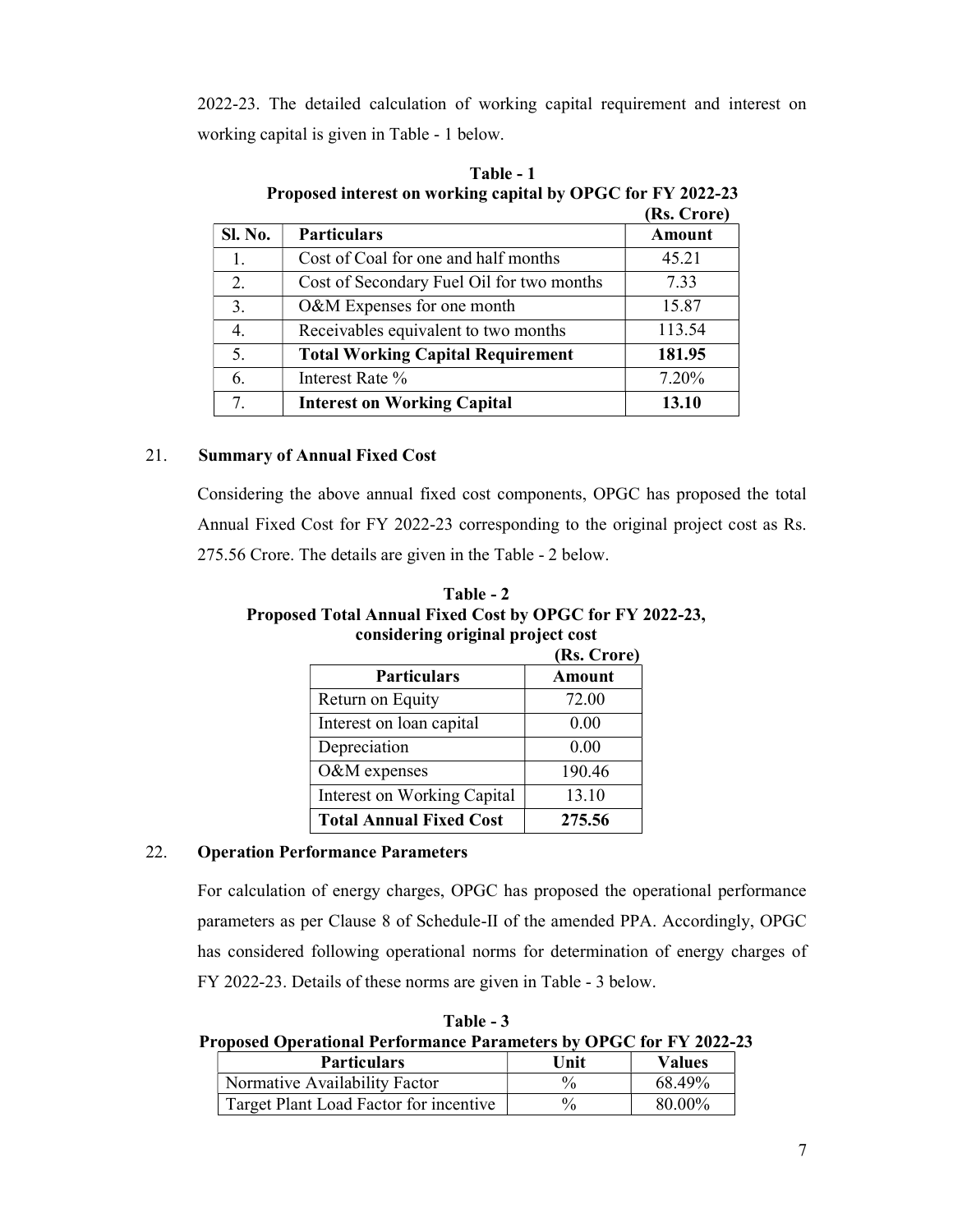2022-23. The detailed calculation of working capital requirement and interest on working capital is given in Table - 1 below.

**Table - 1**
**Proposed interest on working capital by OPGC for FY 2022-23**

**(Rs. Crore)**

| Sl. No. | Particulars | Amount |
|---|---|---|
| 1. | Cost of Coal for one and half months | 45.21 |
| 2. | Cost of Secondary Fuel Oil for two months | 7.33 |
| 3. | O&M Expenses for one month | 15.87 |
| 4. | Receivables equivalent to two months | 113.54 |
| 5. | **Total Working Capital Requirement** | **181.95** |
| 6. | Interest Rate % | 7.20% |
| 7. | **Interest on Working Capital** | **13.10** |

21. **Summary of Annual Fixed Cost**

Considering the above annual fixed cost components, OPGC has proposed the total Annual Fixed Cost for FY 2022-23 corresponding to the original project cost as Rs. 275.56 Crore. The details are given in the Table - 2 below.

**Table - 2**
**Proposed Total Annual Fixed Cost by OPGC for FY 2022-23, considering original project cost**

**(Rs. Crore)**

| Particulars | Amount |
|---|---|
| Return on Equity | 72.00 |
| Interest on loan capital | 0.00 |
| Depreciation | 0.00 |
| O&M expenses | 190.46 |
| Interest on Working Capital | 13.10 |
| **Total Annual Fixed Cost** | **275.56** |

22. **Operation Performance Parameters**

For calculation of energy charges, OPGC has proposed the operational performance parameters as per Clause 8 of Schedule-II of the amended PPA. Accordingly, OPGC has considered following operational norms for determination of energy charges of FY 2022-23. Details of these norms are given in Table - 3 below.

**Table - 3**
**Proposed Operational Performance Parameters by OPGC for FY 2022-23**

| Particulars | Unit | Values |
|---|---|---|
| Normative Availability Factor | % | 68.49% |
| Target Plant Load Factor for incentive | % | 80.00% |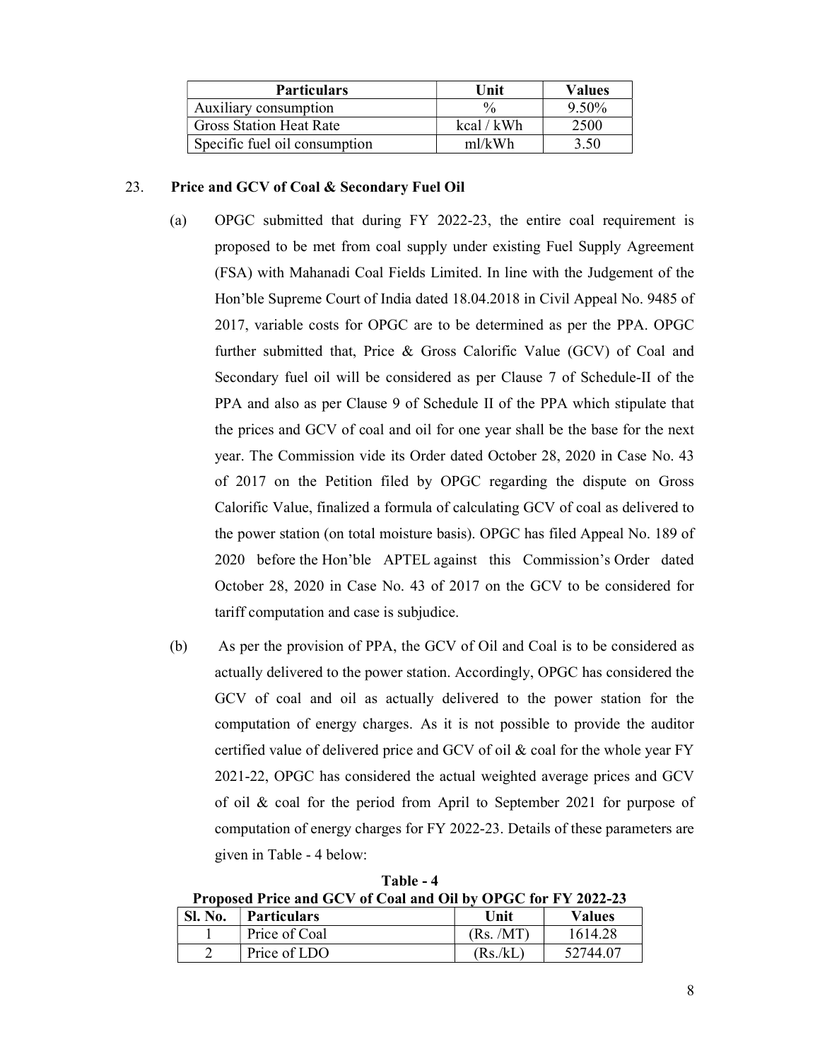| Particulars | Unit | Values |
|---|---|---|
| Auxiliary consumption | % | 9.50% |
| Gross Station Heat Rate | kcal / kWh | 2500 |
| Specific fuel oil consumption | ml/kWh | 3.50 |

23. **Price and GCV of Coal & Secondary Fuel Oil**

(a) OPGC submitted that during FY 2022-23, the entire coal requirement is proposed to be met from coal supply under existing Fuel Supply Agreement (FSA) with Mahanadi Coal Fields Limited. In line with the Judgement of the Hon'ble Supreme Court of India dated 18.04.2018 in Civil Appeal No. 9485 of 2017, variable costs for OPGC are to be determined as per the PPA. OPGC further submitted that, Price & Gross Calorific Value (GCV) of Coal and Secondary fuel oil will be considered as per Clause 7 of Schedule-II of the PPA and also as per Clause 9 of Schedule II of the PPA which stipulate that the prices and GCV of coal and oil for one year shall be the base for the next year. The Commission vide its Order dated October 28, 2020 in Case No. 43 of 2017 on the Petition filed by OPGC regarding the dispute on Gross Calorific Value, finalized a formula of calculating GCV of coal as delivered to the power station (on total moisture basis). OPGC has filed Appeal No. 189 of 2020 before the Hon'ble APTEL against this Commission's Order dated October 28, 2020 in Case No. 43 of 2017 on the GCV to be considered for tariff computation and case is subjudice.

(b) As per the provision of PPA, the GCV of Oil and Coal is to be considered as actually delivered to the power station. Accordingly, OPGC has considered the GCV of coal and oil as actually delivered to the power station for the computation of energy charges. As it is not possible to provide the auditor certified value of delivered price and GCV of oil & coal for the whole year FY 2021-22, OPGC has considered the actual weighted average prices and GCV of oil & coal for the period from April to September 2021 for purpose of computation of energy charges for FY 2022-23. Details of these parameters are given in Table - 4 below:

**Table - 4**
**Proposed Price and GCV of Coal and Oil by OPGC for FY 2022-23**

| Sl. No. | Particulars | Unit | Values |
|---|---|---|---|
| 1 | Price of Coal | (Rs. /MT) | 1614.28 |
| 2 | Price of LDO | (Rs./kL) | 52744.07 |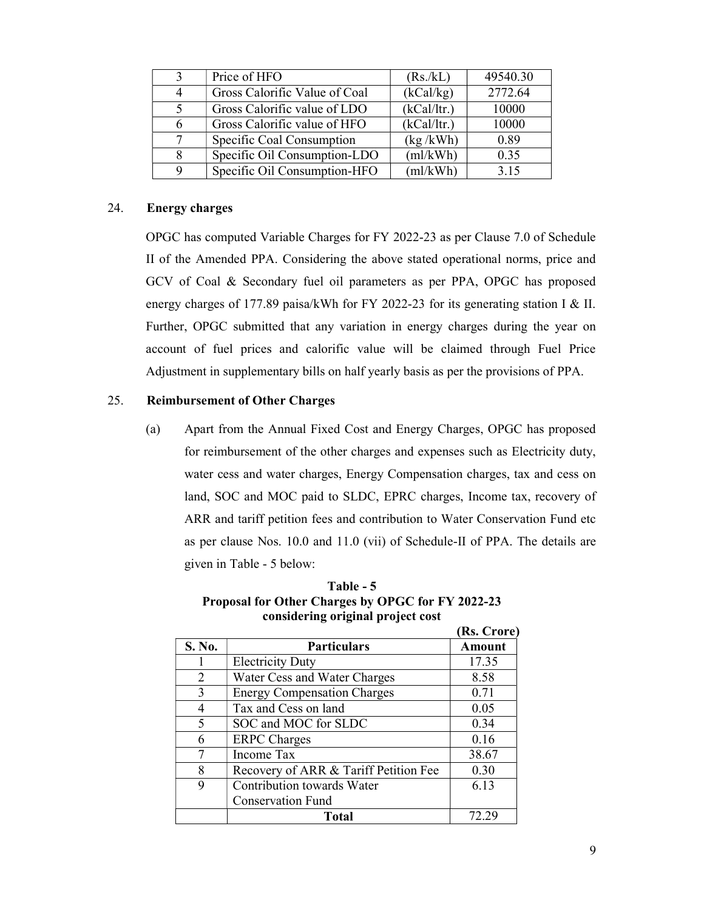| 3 | Price of HFO | (Rs./kL) | 49540.30 |
|---|---|---|---|
| 4 | Gross Calorific Value of Coal | (kCal/kg) | 2772.64 |
| 5 | Gross Calorific value of LDO | (kCal/ltr.) | 10000 |
| 6 | Gross Calorific value of HFO | (kCal/ltr.) | 10000 |
| 7 | Specific Coal Consumption | (kg /kWh) | 0.89 |
| 8 | Specific Oil Consumption-LDO | (ml/kWh) | 0.35 |
| 9 | Specific Oil Consumption-HFO | (ml/kWh) | 3.15 |

24. **Energy charges**

OPGC has computed Variable Charges for FY 2022-23 as per Clause 7.0 of Schedule II of the Amended PPA. Considering the above stated operational norms, price and GCV of Coal & Secondary fuel oil parameters as per PPA, OPGC has proposed energy charges of 177.89 paisa/kWh for FY 2022-23 for its generating station I & II. Further, OPGC submitted that any variation in energy charges during the year on account of fuel prices and calorific value will be claimed through Fuel Price Adjustment in supplementary bills on half yearly basis as per the provisions of PPA.

25. **Reimbursement of Other Charges**

(a) Apart from the Annual Fixed Cost and Energy Charges, OPGC has proposed for reimbursement of the other charges and expenses such as Electricity duty, water cess and water charges, Energy Compensation charges, tax and cess on land, SOC and MOC paid to SLDC, EPRC charges, Income tax, recovery of ARR and tariff petition fees and contribution to Water Conservation Fund etc as per clause Nos. 10.0 and 11.0 (vii) of Schedule-II of PPA. The details are given in Table - 5 below:

**Table - 5**
**Proposal for Other Charges by OPGC for FY 2022-23 considering original project cost**

**(Rs. Crore)**

| S. No. | Particulars | Amount |
|---|---|---|
| 1 | Electricity Duty | 17.35 |
| 2 | Water Cess and Water Charges | 8.58 |
| 3 | Energy Compensation Charges | 0.71 |
| 4 | Tax and Cess on land | 0.05 |
| 5 | SOC and MOC for SLDC | 0.34 |
| 6 | ERPC Charges | 0.16 |
| 7 | Income Tax | 38.67 |
| 8 | Recovery of ARR & Tariff Petition Fee | 0.30 |
| 9 | Contribution towards Water Conservation Fund | 6.13 |
| | **Total** | 72.29 |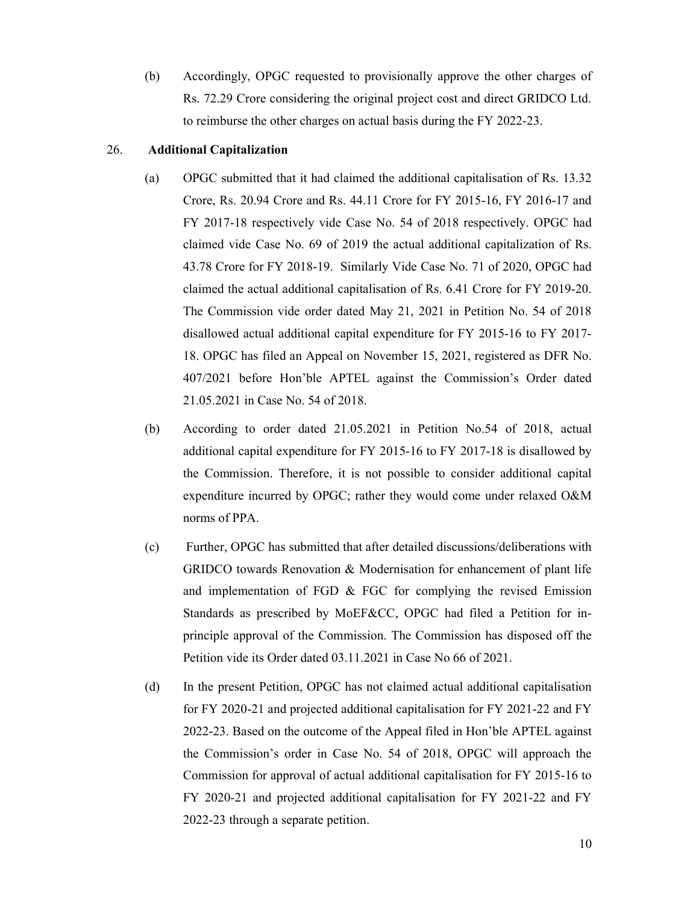(b) Accordingly, OPGC requested to provisionally approve the other charges of Rs. 72.29 Crore considering the original project cost and direct GRIDCO Ltd. to reimburse the other charges on actual basis during the FY 2022-23.

26. **Additional Capitalization**

(a) OPGC submitted that it had claimed the additional capitalisation of Rs. 13.32 Crore, Rs. 20.94 Crore and Rs. 44.11 Crore for FY 2015-16, FY 2016-17 and FY 2017-18 respectively vide Case No. 54 of 2018 respectively. OPGC had claimed vide Case No. 69 of 2019 the actual additional capitalization of Rs. 43.78 Crore for FY 2018-19. Similarly Vide Case No. 71 of 2020, OPGC had claimed the actual additional capitalisation of Rs. 6.41 Crore for FY 2019-20. The Commission vide order dated May 21, 2021 in Petition No. 54 of 2018 disallowed actual additional capital expenditure for FY 2015-16 to FY 2017-18. OPGC has filed an Appeal on November 15, 2021, registered as DFR No. 407/2021 before Hon'ble APTEL against the Commission's Order dated 21.05.2021 in Case No. 54 of 2018.

(b) According to order dated 21.05.2021 in Petition No.54 of 2018, actual additional capital expenditure for FY 2015-16 to FY 2017-18 is disallowed by the Commission. Therefore, it is not possible to consider additional capital expenditure incurred by OPGC; rather they would come under relaxed O&M norms of PPA.

(c) Further, OPGC has submitted that after detailed discussions/deliberations with GRIDCO towards Renovation & Modernisation for enhancement of plant life and implementation of FGD & FGC for complying the revised Emission Standards as prescribed by MoEF&CC, OPGC had filed a Petition for in-principle approval of the Commission. The Commission has disposed off the Petition vide its Order dated 03.11.2021 in Case No 66 of 2021.

(d) In the present Petition, OPGC has not claimed actual additional capitalisation for FY 2020-21 and projected additional capitalisation for FY 2021-22 and FY 2022-23. Based on the outcome of the Appeal filed in Hon'ble APTEL against the Commission's order in Case No. 54 of 2018, OPGC will approach the Commission for approval of actual additional capitalisation for FY 2015-16 to FY 2020-21 and projected additional capitalisation for FY 2021-22 and FY 2022-23 through a separate petition.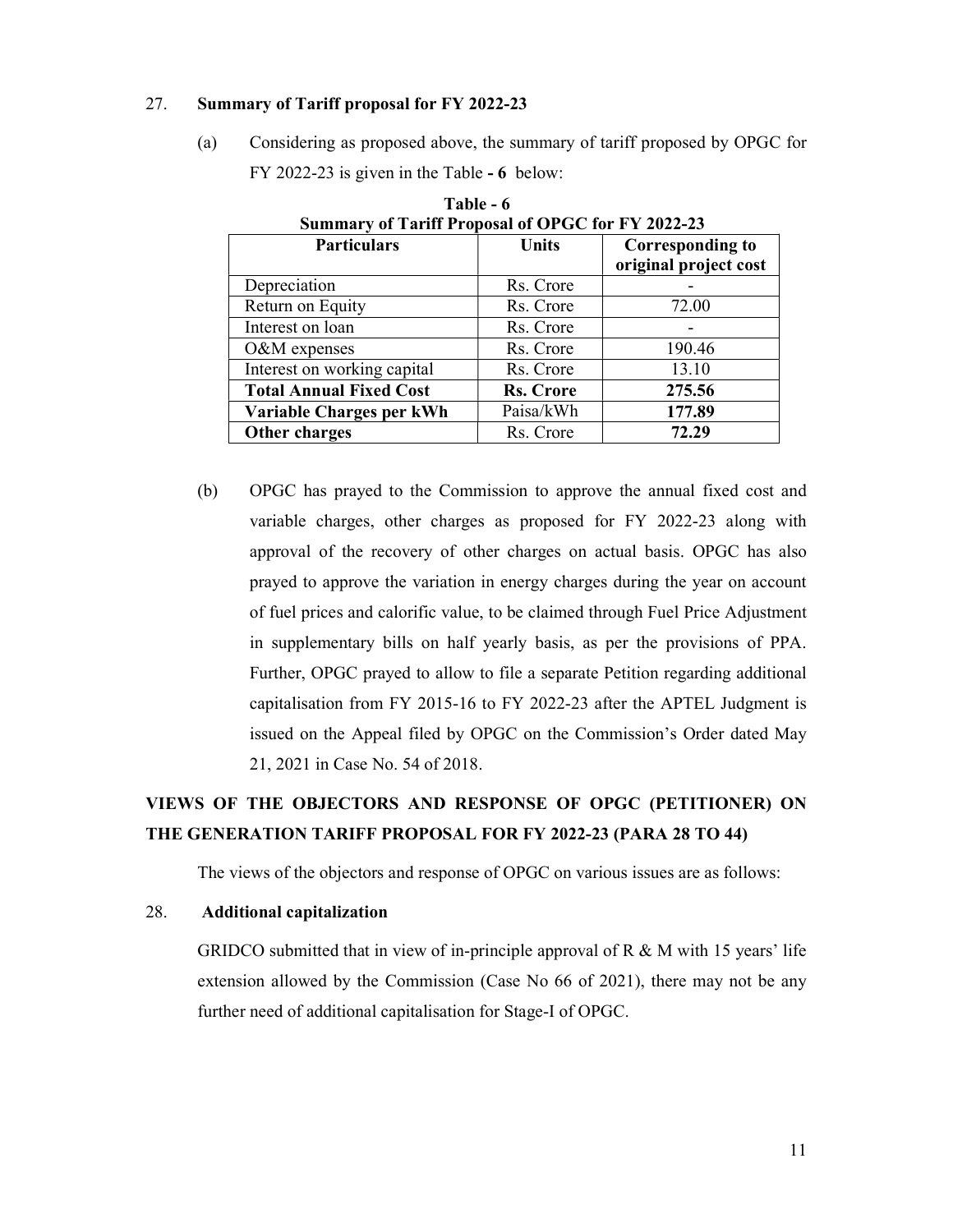27. **Summary of Tariff proposal for FY 2022-23**

(a) Considering as proposed above, the summary of tariff proposed by OPGC for FY 2022-23 is given in the Table **- 6** below:

**Table - 6**
**Summary of Tariff Proposal of OPGC for FY 2022-23**

| Particulars | Units | Corresponding to original project cost |
|---|---|---|
| Depreciation | Rs. Crore | - |
| Return on Equity | Rs. Crore | 72.00 |
| Interest on loan | Rs. Crore | - |
| O&M expenses | Rs. Crore | 190.46 |
| Interest on working capital | Rs. Crore | 13.10 |
| **Total Annual Fixed Cost** | **Rs. Crore** | **275.56** |
| **Variable Charges per kWh** | Paisa/kWh | **177.89** |
| **Other charges** | Rs. Crore | **72.29** |

(b) OPGC has prayed to the Commission to approve the annual fixed cost and variable charges, other charges as proposed for FY 2022-23 along with approval of the recovery of other charges on actual basis. OPGC has also prayed to approve the variation in energy charges during the year on account of fuel prices and calorific value, to be claimed through Fuel Price Adjustment in supplementary bills on half yearly basis, as per the provisions of PPA. Further, OPGC prayed to allow to file a separate Petition regarding additional capitalisation from FY 2015-16 to FY 2022-23 after the APTEL Judgment is issued on the Appeal filed by OPGC on the Commission's Order dated May 21, 2021 in Case No. 54 of 2018.

## VIEWS OF THE OBJECTORS AND RESPONSE OF OPGC (PETITIONER) ON THE GENERATION TARIFF PROPOSAL FOR FY 2022-23 (PARA 28 TO 44)

The views of the objectors and response of OPGC on various issues are as follows:

28. **Additional capitalization**

GRIDCO submitted that in view of in-principle approval of R & M with 15 years' life extension allowed by the Commission (Case No 66 of 2021), there may not be any further need of additional capitalisation for Stage-I of OPGC.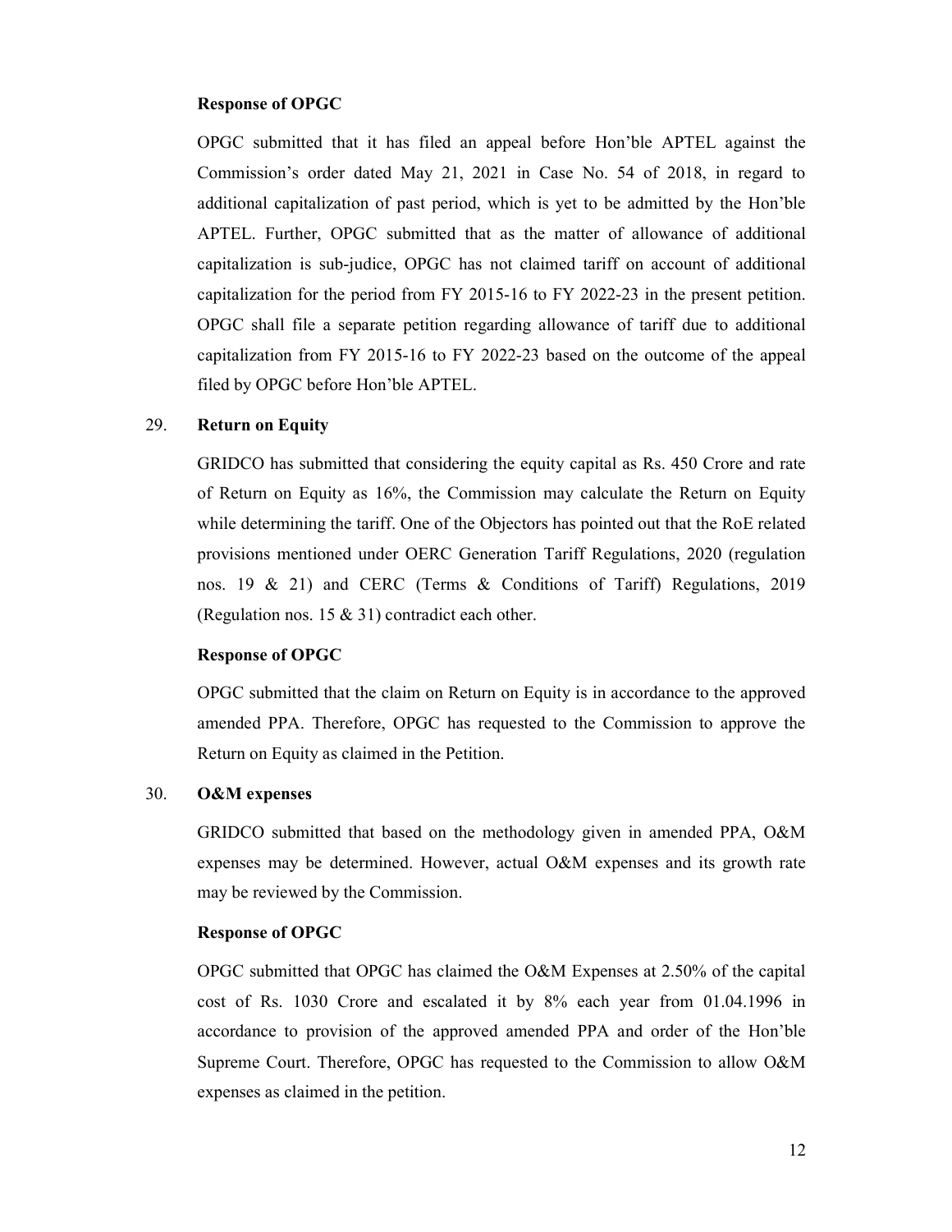**Response of OPGC**

OPGC submitted that it has filed an appeal before Hon'ble APTEL against the Commission's order dated May 21, 2021 in Case No. 54 of 2018, in regard to additional capitalization of past period, which is yet to be admitted by the Hon'ble APTEL. Further, OPGC submitted that as the matter of allowance of additional capitalization is sub-judice, OPGC has not claimed tariff on account of additional capitalization for the period from FY 2015-16 to FY 2022-23 in the present petition. OPGC shall file a separate petition regarding allowance of tariff due to additional capitalization from FY 2015-16 to FY 2022-23 based on the outcome of the appeal filed by OPGC before Hon'ble APTEL.

29. **Return on Equity**

GRIDCO has submitted that considering the equity capital as Rs. 450 Crore and rate of Return on Equity as 16%, the Commission may calculate the Return on Equity while determining the tariff. One of the Objectors has pointed out that the RoE related provisions mentioned under OERC Generation Tariff Regulations, 2020 (regulation nos. 19 & 21) and CERC (Terms & Conditions of Tariff) Regulations, 2019 (Regulation nos. 15 & 31) contradict each other.

**Response of OPGC**

OPGC submitted that the claim on Return on Equity is in accordance to the approved amended PPA. Therefore, OPGC has requested to the Commission to approve the Return on Equity as claimed in the Petition.

30. **O&M expenses**

GRIDCO submitted that based on the methodology given in amended PPA, O&M expenses may be determined. However, actual O&M expenses and its growth rate may be reviewed by the Commission.

**Response of OPGC**

OPGC submitted that OPGC has claimed the O&M Expenses at 2.50% of the capital cost of Rs. 1030 Crore and escalated it by 8% each year from 01.04.1996 in accordance to provision of the approved amended PPA and order of the Hon'ble Supreme Court. Therefore, OPGC has requested to the Commission to allow O&M expenses as claimed in the petition.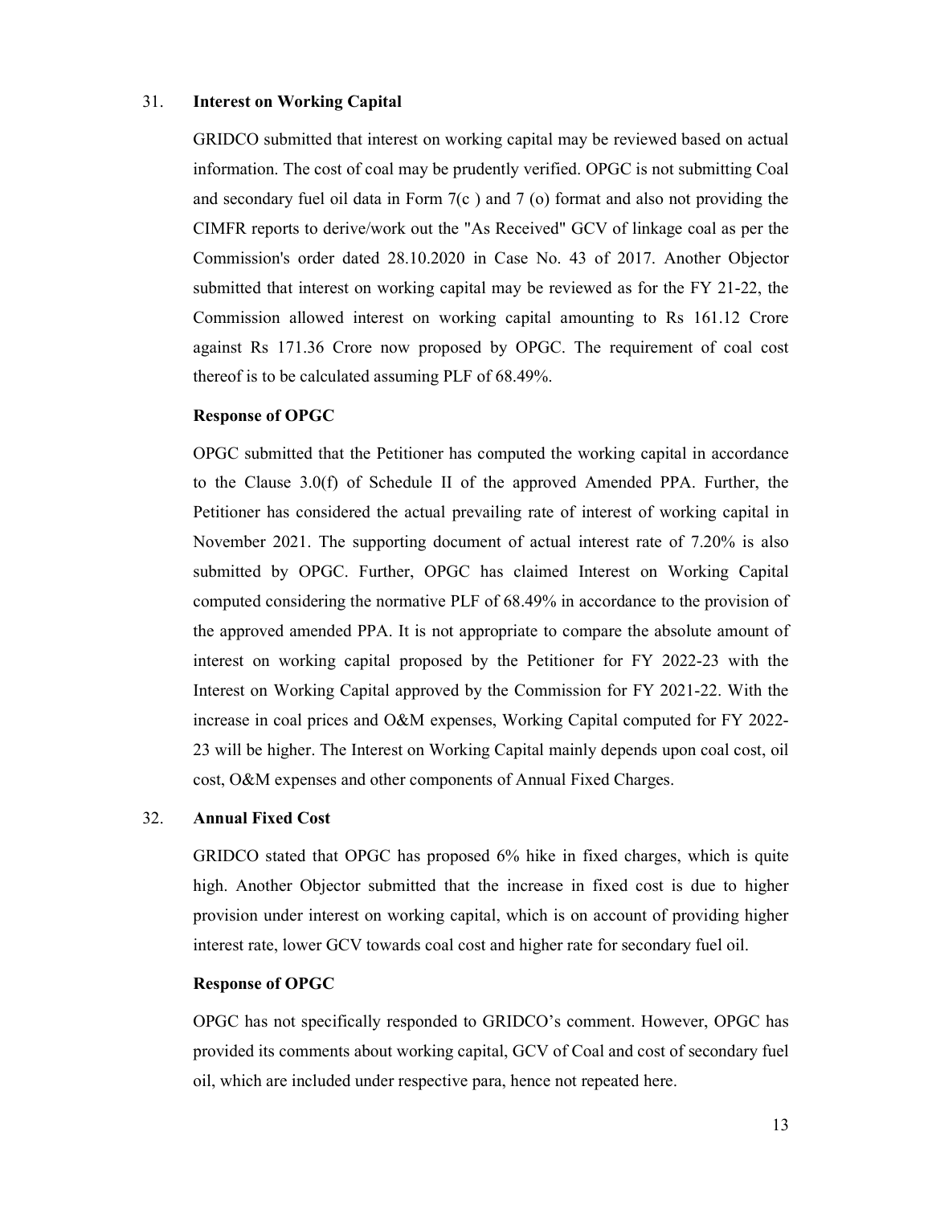31. **Interest on Working Capital**

GRIDCO submitted that interest on working capital may be reviewed based on actual information. The cost of coal may be prudently verified. OPGC is not submitting Coal and secondary fuel oil data in Form 7(c ) and 7 (o) format and also not providing the CIMFR reports to derive/work out the "As Received" GCV of linkage coal as per the Commission's order dated 28.10.2020 in Case No. 43 of 2017. Another Objector submitted that interest on working capital may be reviewed as for the FY 21-22, the Commission allowed interest on working capital amounting to Rs 161.12 Crore against Rs 171.36 Crore now proposed by OPGC. The requirement of coal cost thereof is to be calculated assuming PLF of 68.49%.

**Response of OPGC**

OPGC submitted that the Petitioner has computed the working capital in accordance to the Clause 3.0(f) of Schedule II of the approved Amended PPA. Further, the Petitioner has considered the actual prevailing rate of interest of working capital in November 2021. The supporting document of actual interest rate of 7.20% is also submitted by OPGC. Further, OPGC has claimed Interest on Working Capital computed considering the normative PLF of 68.49% in accordance to the provision of the approved amended PPA. It is not appropriate to compare the absolute amount of interest on working capital proposed by the Petitioner for FY 2022-23 with the Interest on Working Capital approved by the Commission for FY 2021-22. With the increase in coal prices and O&M expenses, Working Capital computed for FY 2022-23 will be higher. The Interest on Working Capital mainly depends upon coal cost, oil cost, O&M expenses and other components of Annual Fixed Charges.

32. **Annual Fixed Cost**

GRIDCO stated that OPGC has proposed 6% hike in fixed charges, which is quite high. Another Objector submitted that the increase in fixed cost is due to higher provision under interest on working capital, which is on account of providing higher interest rate, lower GCV towards coal cost and higher rate for secondary fuel oil.

**Response of OPGC**

OPGC has not specifically responded to GRIDCO's comment. However, OPGC has provided its comments about working capital, GCV of Coal and cost of secondary fuel oil, which are included under respective para, hence not repeated here.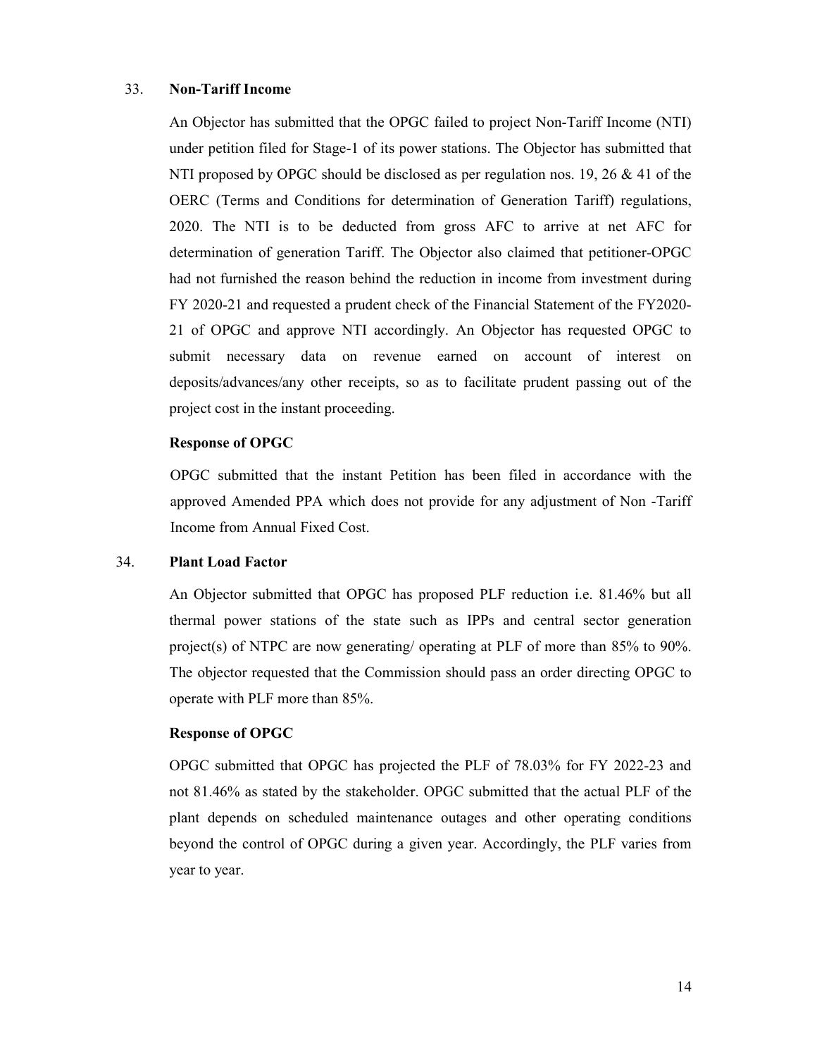33. **Non-Tariff Income**

An Objector has submitted that the OPGC failed to project Non-Tariff Income (NTI) under petition filed for Stage-1 of its power stations. The Objector has submitted that NTI proposed by OPGC should be disclosed as per regulation nos. 19, 26 & 41 of the OERC (Terms and Conditions for determination of Generation Tariff) regulations, 2020. The NTI is to be deducted from gross AFC to arrive at net AFC for determination of generation Tariff. The Objector also claimed that petitioner-OPGC had not furnished the reason behind the reduction in income from investment during FY 2020-21 and requested a prudent check of the Financial Statement of the FY2020-21 of OPGC and approve NTI accordingly. An Objector has requested OPGC to submit necessary data on revenue earned on account of interest on deposits/advances/any other receipts, so as to facilitate prudent passing out of the project cost in the instant proceeding.

**Response of OPGC**

OPGC submitted that the instant Petition has been filed in accordance with the approved Amended PPA which does not provide for any adjustment of Non -Tariff Income from Annual Fixed Cost.

34. **Plant Load Factor**

An Objector submitted that OPGC has proposed PLF reduction i.e. 81.46% but all thermal power stations of the state such as IPPs and central sector generation project(s) of NTPC are now generating/ operating at PLF of more than 85% to 90%. The objector requested that the Commission should pass an order directing OPGC to operate with PLF more than 85%.

**Response of OPGC**

OPGC submitted that OPGC has projected the PLF of 78.03% for FY 2022-23 and not 81.46% as stated by the stakeholder. OPGC submitted that the actual PLF of the plant depends on scheduled maintenance outages and other operating conditions beyond the control of OPGC during a given year. Accordingly, the PLF varies from year to year.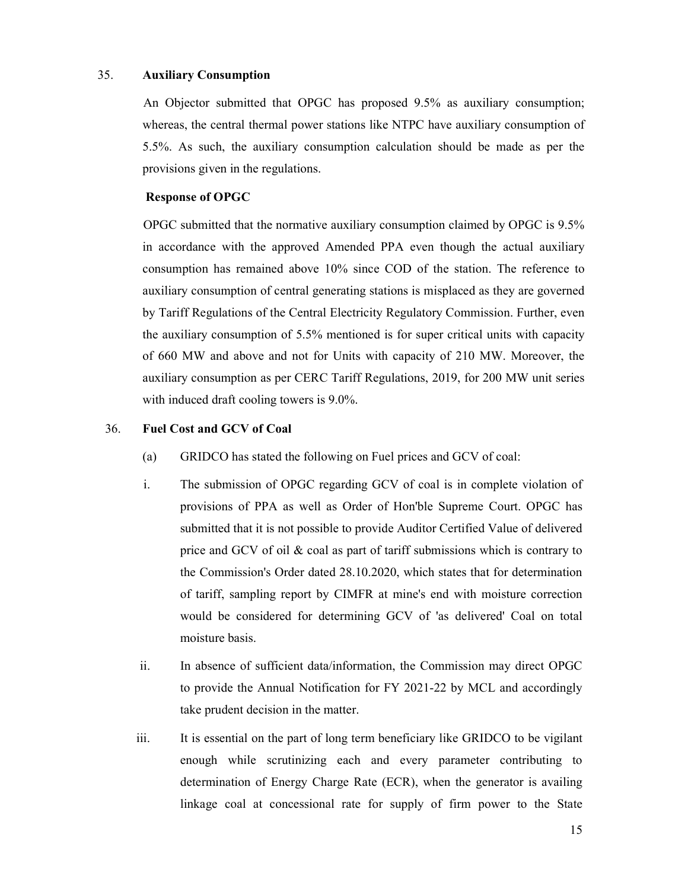35. **Auxiliary Consumption**

An Objector submitted that OPGC has proposed 9.5% as auxiliary consumption; whereas, the central thermal power stations like NTPC have auxiliary consumption of 5.5%. As such, the auxiliary consumption calculation should be made as per the provisions given in the regulations.

**Response of OPGC**

OPGC submitted that the normative auxiliary consumption claimed by OPGC is 9.5% in accordance with the approved Amended PPA even though the actual auxiliary consumption has remained above 10% since COD of the station. The reference to auxiliary consumption of central generating stations is misplaced as they are governed by Tariff Regulations of the Central Electricity Regulatory Commission. Further, even the auxiliary consumption of 5.5% mentioned is for super critical units with capacity of 660 MW and above and not for Units with capacity of 210 MW. Moreover, the auxiliary consumption as per CERC Tariff Regulations, 2019, for 200 MW unit series with induced draft cooling towers is 9.0%.

36. **Fuel Cost and GCV of Coal**

(a) GRIDCO has stated the following on Fuel prices and GCV of coal:

i. The submission of OPGC regarding GCV of coal is in complete violation of provisions of PPA as well as Order of Hon'ble Supreme Court. OPGC has submitted that it is not possible to provide Auditor Certified Value of delivered price and GCV of oil & coal as part of tariff submissions which is contrary to the Commission's Order dated 28.10.2020, which states that for determination of tariff, sampling report by CIMFR at mine's end with moisture correction would be considered for determining GCV of 'as delivered' Coal on total moisture basis.

ii. In absence of sufficient data/information, the Commission may direct OPGC to provide the Annual Notification for FY 2021-22 by MCL and accordingly take prudent decision in the matter.

iii. It is essential on the part of long term beneficiary like GRIDCO to be vigilant enough while scrutinizing each and every parameter contributing to determination of Energy Charge Rate (ECR), when the generator is availing linkage coal at concessional rate for supply of firm power to the State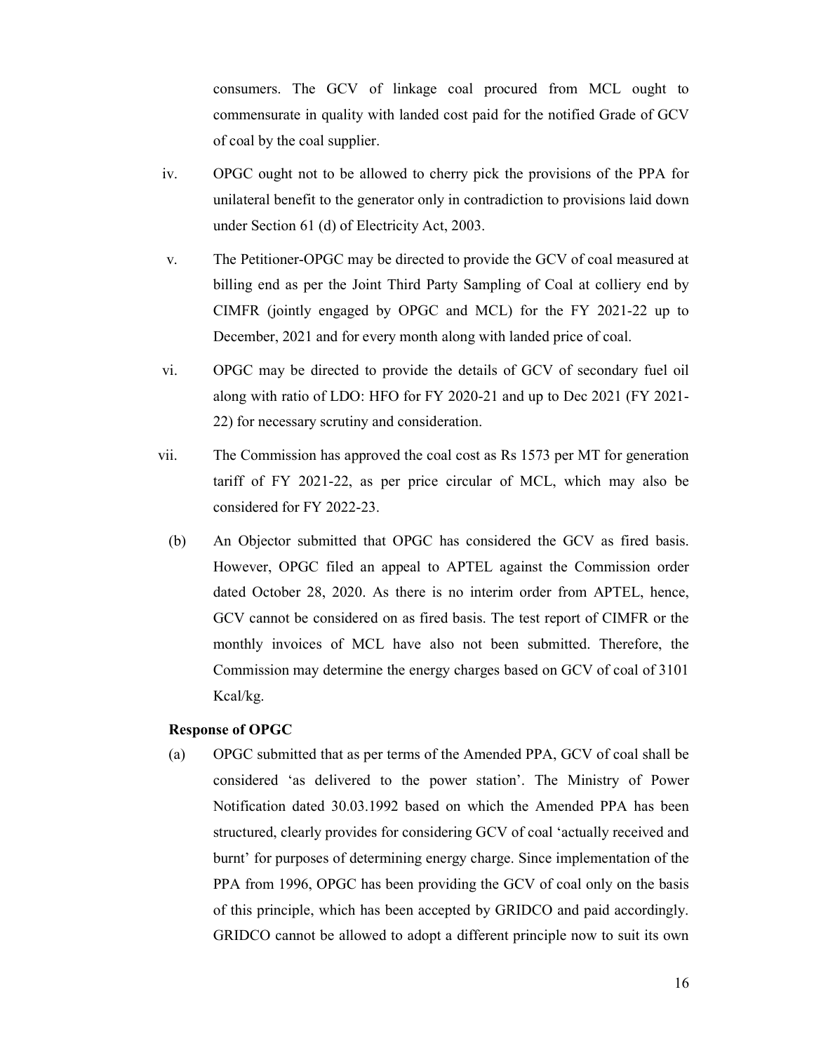consumers. The GCV of linkage coal procured from MCL ought to commensurate in quality with landed cost paid for the notified Grade of GCV of coal by the coal supplier.

iv. OPGC ought not to be allowed to cherry pick the provisions of the PPA for unilateral benefit to the generator only in contradiction to provisions laid down under Section 61 (d) of Electricity Act, 2003.

v. The Petitioner-OPGC may be directed to provide the GCV of coal measured at billing end as per the Joint Third Party Sampling of Coal at colliery end by CIMFR (jointly engaged by OPGC and MCL) for the FY 2021-22 up to December, 2021 and for every month along with landed price of coal.

vi. OPGC may be directed to provide the details of GCV of secondary fuel oil along with ratio of LDO: HFO for FY 2020-21 and up to Dec 2021 (FY 2021-22) for necessary scrutiny and consideration.

vii. The Commission has approved the coal cost as Rs 1573 per MT for generation tariff of FY 2021-22, as per price circular of MCL, which may also be considered for FY 2022-23.

(b) An Objector submitted that OPGC has considered the GCV as fired basis. However, OPGC filed an appeal to APTEL against the Commission order dated October 28, 2020. As there is no interim order from APTEL, hence, GCV cannot be considered on as fired basis. The test report of CIMFR or the monthly invoices of MCL have also not been submitted. Therefore, the Commission may determine the energy charges based on GCV of coal of 3101 Kcal/kg.

**Response of OPGC**

(a) OPGC submitted that as per terms of the Amended PPA, GCV of coal shall be considered 'as delivered to the power station'. The Ministry of Power Notification dated 30.03.1992 based on which the Amended PPA has been structured, clearly provides for considering GCV of coal 'actually received and burnt' for purposes of determining energy charge. Since implementation of the PPA from 1996, OPGC has been providing the GCV of coal only on the basis of this principle, which has been accepted by GRIDCO and paid accordingly. GRIDCO cannot be allowed to adopt a different principle now to suit its own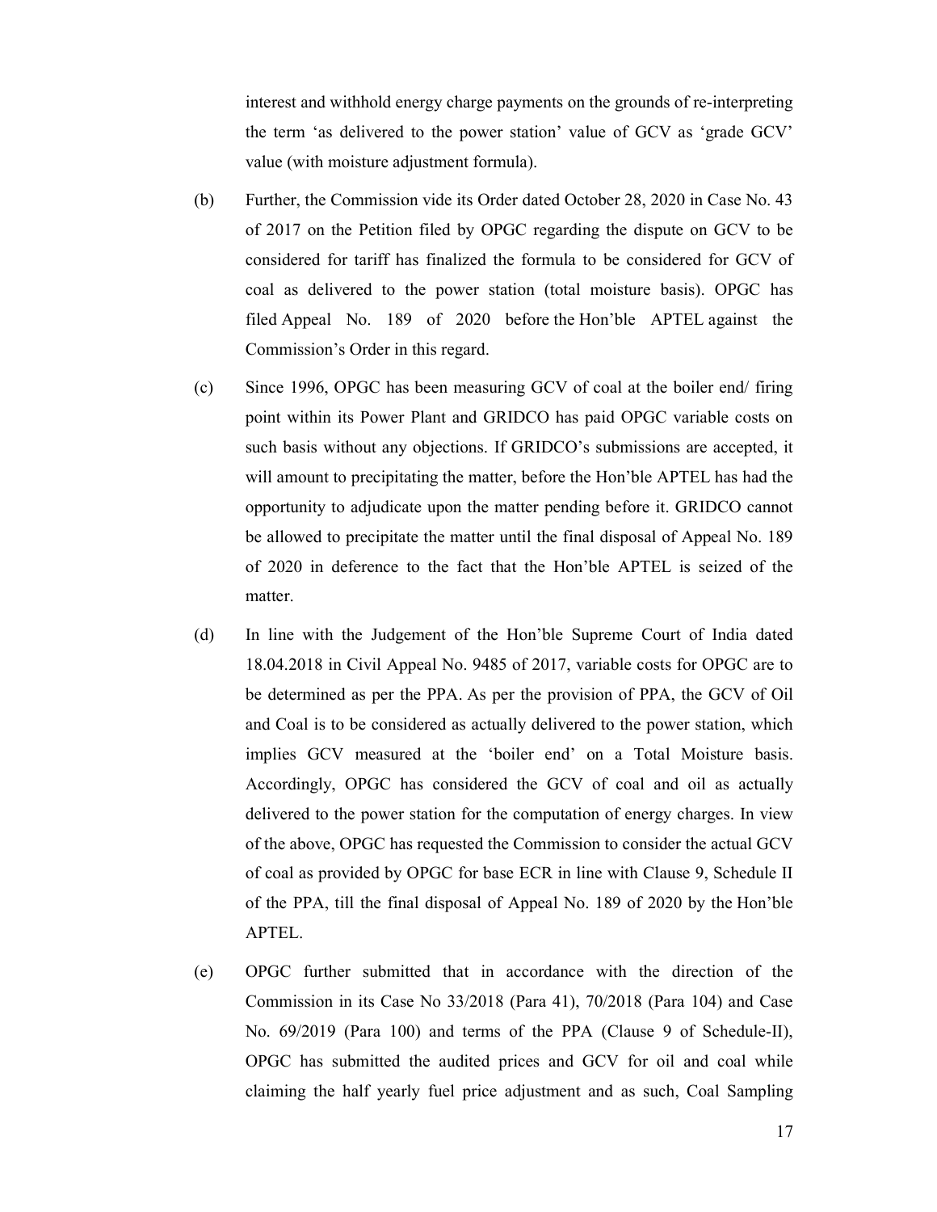interest and withhold energy charge payments on the grounds of re-interpreting the term 'as delivered to the power station' value of GCV as 'grade GCV' value (with moisture adjustment formula).

(b) Further, the Commission vide its Order dated October 28, 2020 in Case No. 43 of 2017 on the Petition filed by OPGC regarding the dispute on GCV to be considered for tariff has finalized the formula to be considered for GCV of coal as delivered to the power station (total moisture basis). OPGC has filed Appeal No. 189 of 2020 before the Hon'ble APTEL against the Commission's Order in this regard.

(c) Since 1996, OPGC has been measuring GCV of coal at the boiler end/ firing point within its Power Plant and GRIDCO has paid OPGC variable costs on such basis without any objections. If GRIDCO's submissions are accepted, it will amount to precipitating the matter, before the Hon'ble APTEL has had the opportunity to adjudicate upon the matter pending before it. GRIDCO cannot be allowed to precipitate the matter until the final disposal of Appeal No. 189 of 2020 in deference to the fact that the Hon'ble APTEL is seized of the matter.

(d) In line with the Judgement of the Hon'ble Supreme Court of India dated 18.04.2018 in Civil Appeal No. 9485 of 2017, variable costs for OPGC are to be determined as per the PPA. As per the provision of PPA, the GCV of Oil and Coal is to be considered as actually delivered to the power station, which implies GCV measured at the 'boiler end' on a Total Moisture basis. Accordingly, OPGC has considered the GCV of coal and oil as actually delivered to the power station for the computation of energy charges. In view of the above, OPGC has requested the Commission to consider the actual GCV of coal as provided by OPGC for base ECR in line with Clause 9, Schedule II of the PPA, till the final disposal of Appeal No. 189 of 2020 by the Hon'ble APTEL.

(e) OPGC further submitted that in accordance with the direction of the Commission in its Case No 33/2018 (Para 41), 70/2018 (Para 104) and Case No. 69/2019 (Para 100) and terms of the PPA (Clause 9 of Schedule-II), OPGC has submitted the audited prices and GCV for oil and coal while claiming the half yearly fuel price adjustment and as such, Coal Sampling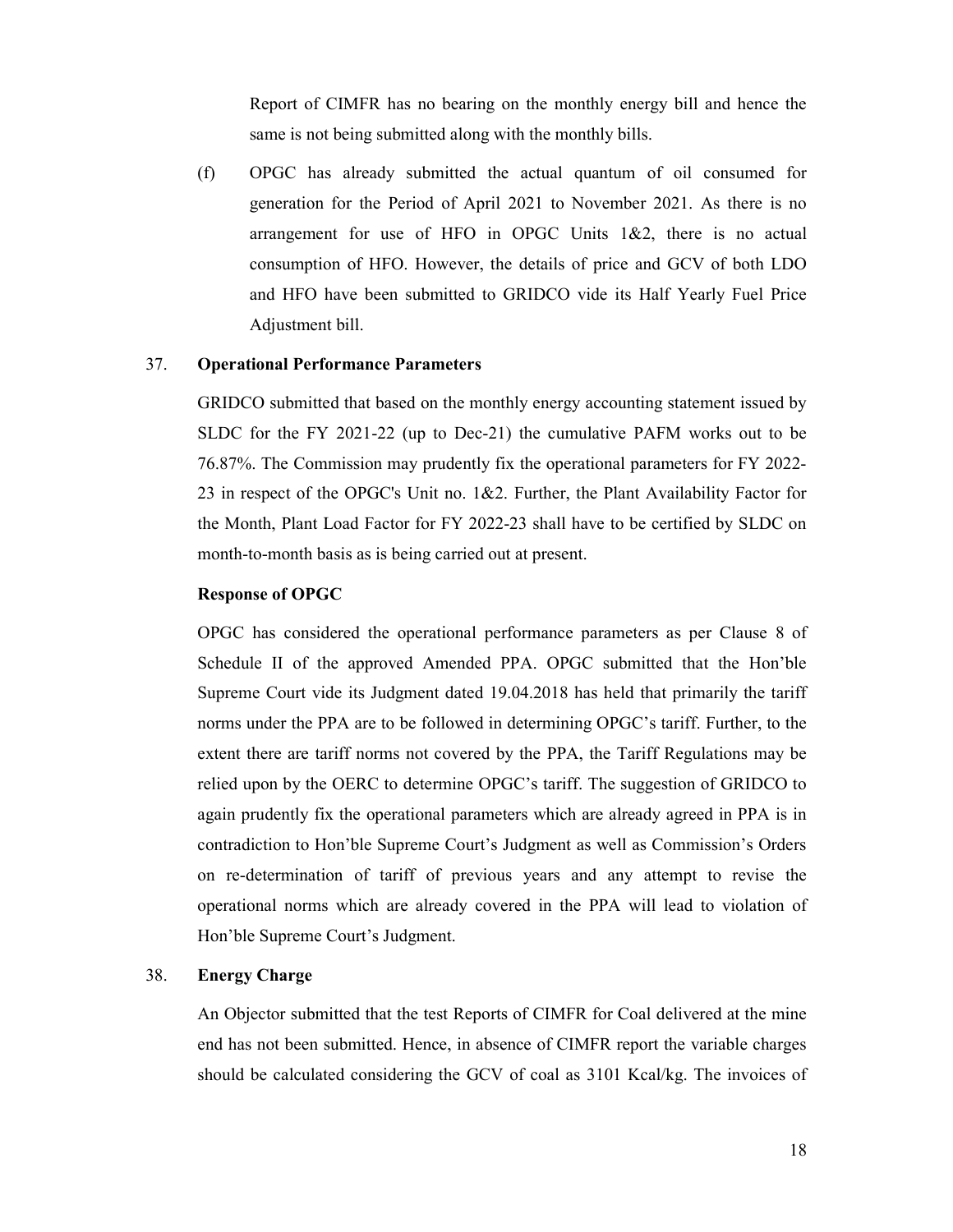Report of CIMFR has no bearing on the monthly energy bill and hence the same is not being submitted along with the monthly bills.

(f) OPGC has already submitted the actual quantum of oil consumed for generation for the Period of April 2021 to November 2021. As there is no arrangement for use of HFO in OPGC Units 1&2, there is no actual consumption of HFO. However, the details of price and GCV of both LDO and HFO have been submitted to GRIDCO vide its Half Yearly Fuel Price Adjustment bill.

37. **Operational Performance Parameters**

GRIDCO submitted that based on the monthly energy accounting statement issued by SLDC for the FY 2021-22 (up to Dec-21) the cumulative PAFM works out to be 76.87%. The Commission may prudently fix the operational parameters for FY 2022-23 in respect of the OPGC's Unit no. 1&2. Further, the Plant Availability Factor for the Month, Plant Load Factor for FY 2022-23 shall have to be certified by SLDC on month-to-month basis as is being carried out at present.

**Response of OPGC**

OPGC has considered the operational performance parameters as per Clause 8 of Schedule II of the approved Amended PPA. OPGC submitted that the Hon'ble Supreme Court vide its Judgment dated 19.04.2018 has held that primarily the tariff norms under the PPA are to be followed in determining OPGC's tariff. Further, to the extent there are tariff norms not covered by the PPA, the Tariff Regulations may be relied upon by the OERC to determine OPGC's tariff. The suggestion of GRIDCO to again prudently fix the operational parameters which are already agreed in PPA is in contradiction to Hon'ble Supreme Court's Judgment as well as Commission's Orders on re-determination of tariff of previous years and any attempt to revise the operational norms which are already covered in the PPA will lead to violation of Hon'ble Supreme Court's Judgment.

38. **Energy Charge**

An Objector submitted that the test Reports of CIMFR for Coal delivered at the mine end has not been submitted. Hence, in absence of CIMFR report the variable charges should be calculated considering the GCV of coal as 3101 Kcal/kg. The invoices of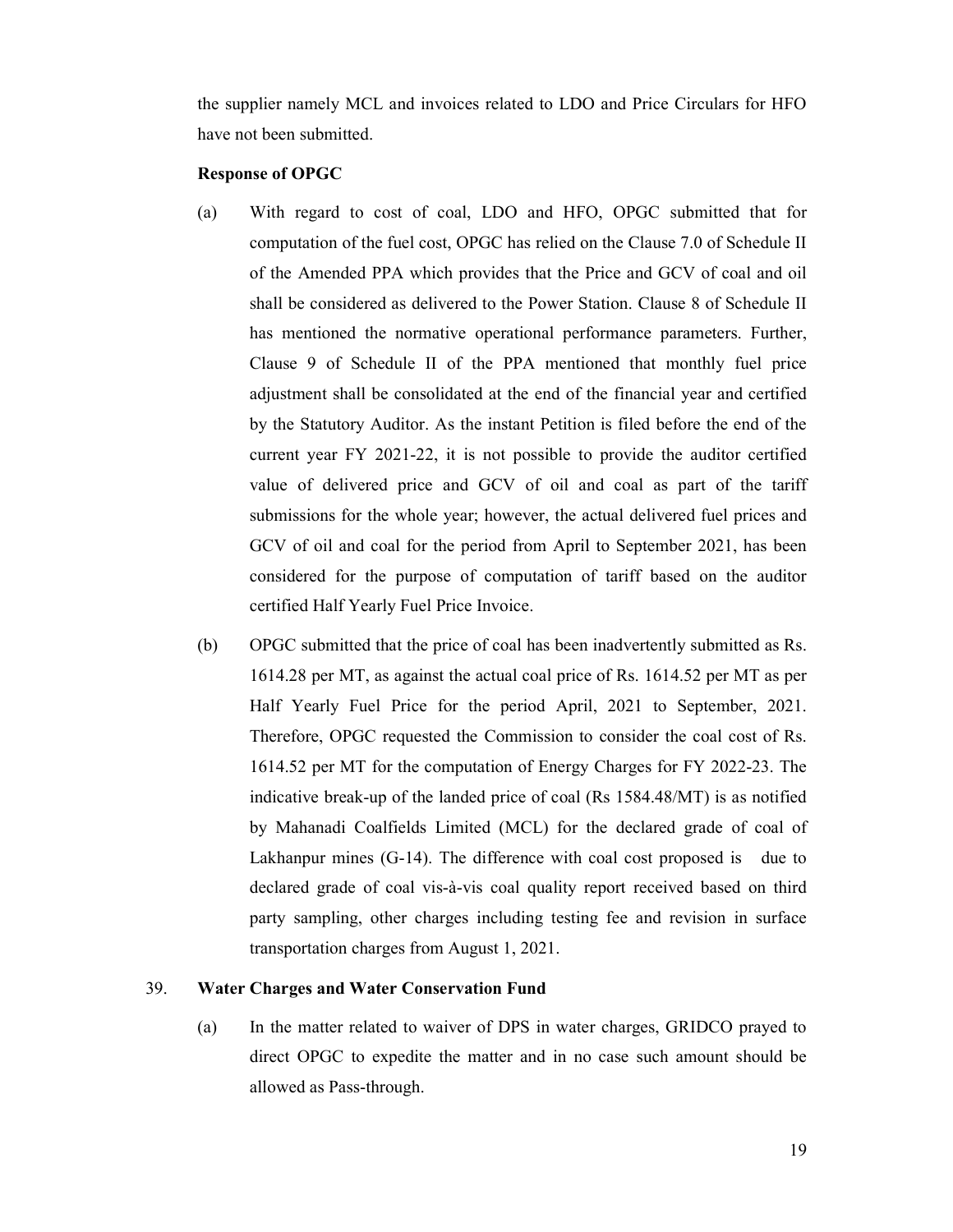the supplier namely MCL and invoices related to LDO and Price Circulars for HFO have not been submitted.

**Response of OPGC**

(a) With regard to cost of coal, LDO and HFO, OPGC submitted that for computation of the fuel cost, OPGC has relied on the Clause 7.0 of Schedule II of the Amended PPA which provides that the Price and GCV of coal and oil shall be considered as delivered to the Power Station. Clause 8 of Schedule II has mentioned the normative operational performance parameters. Further, Clause 9 of Schedule II of the PPA mentioned that monthly fuel price adjustment shall be consolidated at the end of the financial year and certified by the Statutory Auditor. As the instant Petition is filed before the end of the current year FY 2021-22, it is not possible to provide the auditor certified value of delivered price and GCV of oil and coal as part of the tariff submissions for the whole year; however, the actual delivered fuel prices and GCV of oil and coal for the period from April to September 2021, has been considered for the purpose of computation of tariff based on the auditor certified Half Yearly Fuel Price Invoice.

(b) OPGC submitted that the price of coal has been inadvertently submitted as Rs. 1614.28 per MT, as against the actual coal price of Rs. 1614.52 per MT as per Half Yearly Fuel Price for the period April, 2021 to September, 2021. Therefore, OPGC requested the Commission to consider the coal cost of Rs. 1614.52 per MT for the computation of Energy Charges for FY 2022-23. The indicative break-up of the landed price of coal (Rs 1584.48/MT) is as notified by Mahanadi Coalfields Limited (MCL) for the declared grade of coal of Lakhanpur mines (G-14). The difference with coal cost proposed is due to declared grade of coal vis-à-vis coal quality report received based on third party sampling, other charges including testing fee and revision in surface transportation charges from August 1, 2021.

39. **Water Charges and Water Conservation Fund**

(a) In the matter related to waiver of DPS in water charges, GRIDCO prayed to direct OPGC to expedite the matter and in no case such amount should be allowed as Pass-through.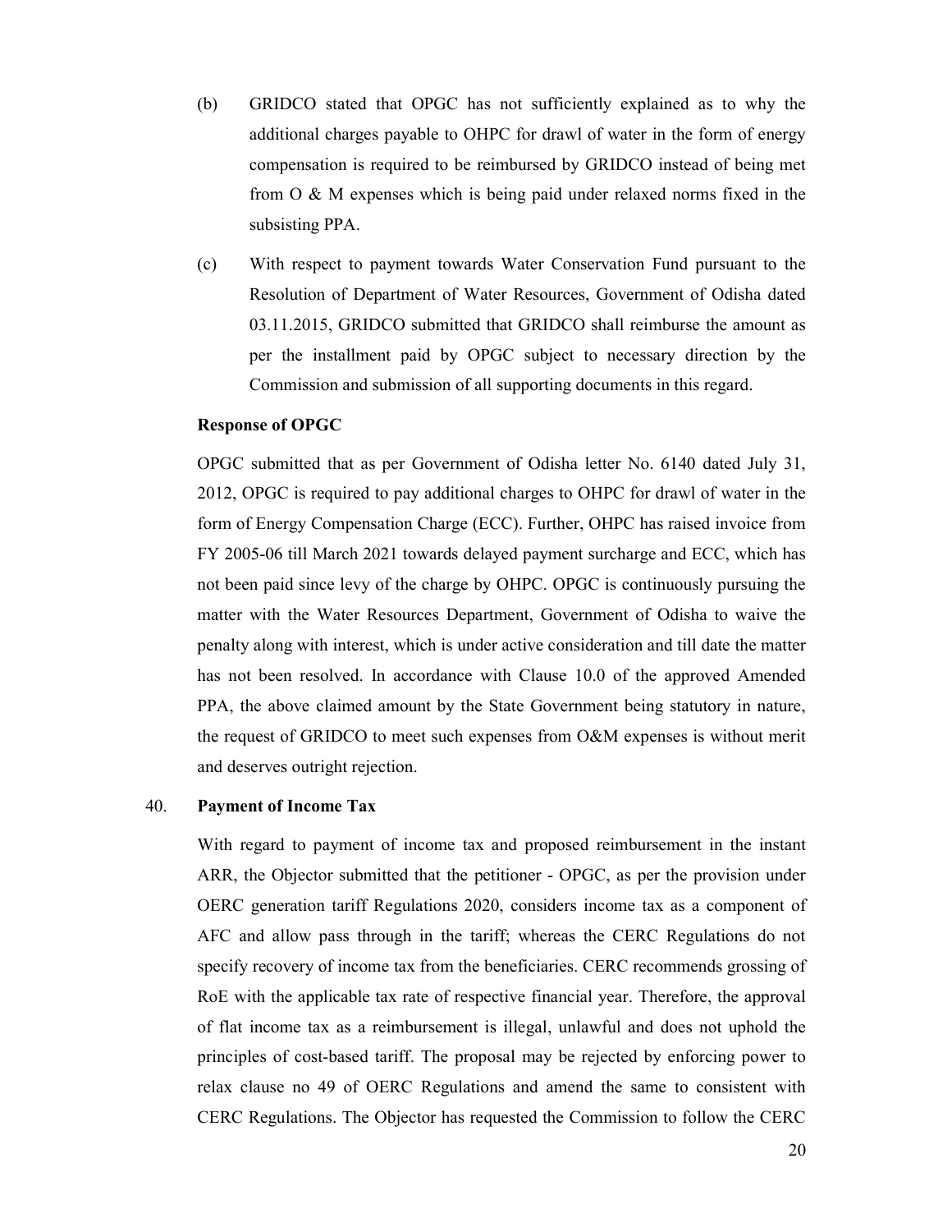(b) GRIDCO stated that OPGC has not sufficiently explained as to why the additional charges payable to OHPC for drawl of water in the form of energy compensation is required to be reimbursed by GRIDCO instead of being met from O & M expenses which is being paid under relaxed norms fixed in the subsisting PPA.

(c) With respect to payment towards Water Conservation Fund pursuant to the Resolution of Department of Water Resources, Government of Odisha dated 03.11.2015, GRIDCO submitted that GRIDCO shall reimburse the amount as per the installment paid by OPGC subject to necessary direction by the Commission and submission of all supporting documents in this regard.

**Response of OPGC**

OPGC submitted that as per Government of Odisha letter No. 6140 dated July 31, 2012, OPGC is required to pay additional charges to OHPC for drawl of water in the form of Energy Compensation Charge (ECC). Further, OHPC has raised invoice from FY 2005-06 till March 2021 towards delayed payment surcharge and ECC, which has not been paid since levy of the charge by OHPC. OPGC is continuously pursuing the matter with the Water Resources Department, Government of Odisha to waive the penalty along with interest, which is under active consideration and till date the matter has not been resolved. In accordance with Clause 10.0 of the approved Amended PPA, the above claimed amount by the State Government being statutory in nature, the request of GRIDCO to meet such expenses from O&M expenses is without merit and deserves outright rejection.

40. **Payment of Income Tax**

With regard to payment of income tax and proposed reimbursement in the instant ARR, the Objector submitted that the petitioner - OPGC, as per the provision under OERC generation tariff Regulations 2020, considers income tax as a component of AFC and allow pass through in the tariff; whereas the CERC Regulations do not specify recovery of income tax from the beneficiaries. CERC recommends grossing of RoE with the applicable tax rate of respective financial year. Therefore, the approval of flat income tax as a reimbursement is illegal, unlawful and does not uphold the principles of cost-based tariff. The proposal may be rejected by enforcing power to relax clause no 49 of OERC Regulations and amend the same to consistent with CERC Regulations. The Objector has requested the Commission to follow the CERC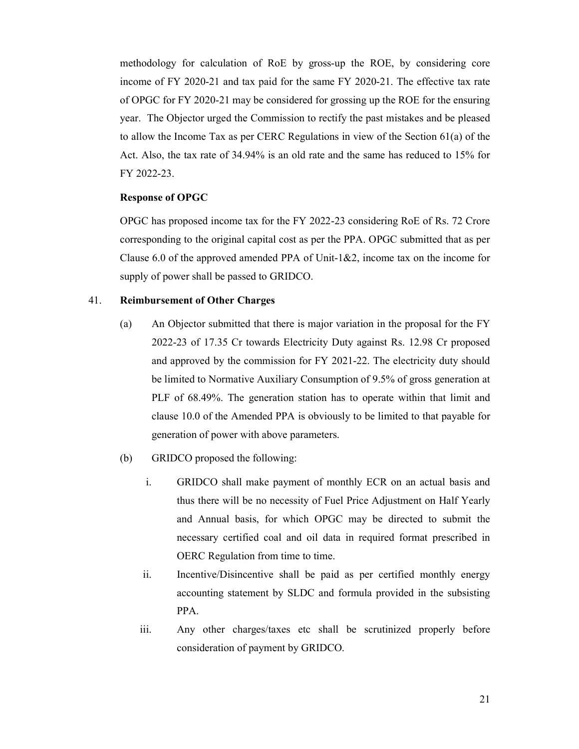methodology for calculation of RoE by gross-up the ROE, by considering core income of FY 2020-21 and tax paid for the same FY 2020-21. The effective tax rate of OPGC for FY 2020-21 may be considered for grossing up the ROE for the ensuring year. The Objector urged the Commission to rectify the past mistakes and be pleased to allow the Income Tax as per CERC Regulations in view of the Section 61(a) of the Act. Also, the tax rate of 34.94% is an old rate and the same has reduced to 15% for FY 2022-23.

**Response of OPGC**

OPGC has proposed income tax for the FY 2022-23 considering RoE of Rs. 72 Crore corresponding to the original capital cost as per the PPA. OPGC submitted that as per Clause 6.0 of the approved amended PPA of Unit-1&2, income tax on the income for supply of power shall be passed to GRIDCO.

41. **Reimbursement of Other Charges**

(a) An Objector submitted that there is major variation in the proposal for the FY 2022-23 of 17.35 Cr towards Electricity Duty against Rs. 12.98 Cr proposed and approved by the commission for FY 2021-22. The electricity duty should be limited to Normative Auxiliary Consumption of 9.5% of gross generation at PLF of 68.49%. The generation station has to operate within that limit and clause 10.0 of the Amended PPA is obviously to be limited to that payable for generation of power with above parameters.

(b) GRIDCO proposed the following:

i. GRIDCO shall make payment of monthly ECR on an actual basis and thus there will be no necessity of Fuel Price Adjustment on Half Yearly and Annual basis, for which OPGC may be directed to submit the necessary certified coal and oil data in required format prescribed in OERC Regulation from time to time.

ii. Incentive/Disincentive shall be paid as per certified monthly energy accounting statement by SLDC and formula provided in the subsisting PPA.

iii. Any other charges/taxes etc shall be scrutinized properly before consideration of payment by GRIDCO.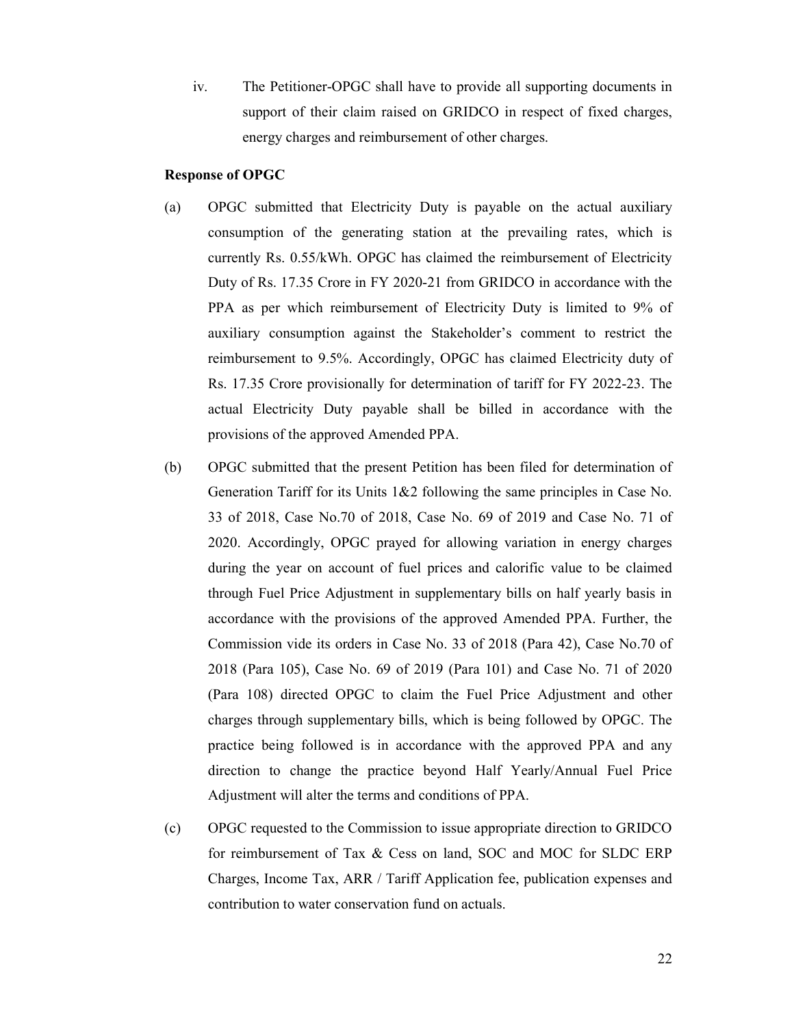iv. The Petitioner-OPGC shall have to provide all supporting documents in support of their claim raised on GRIDCO in respect of fixed charges, energy charges and reimbursement of other charges.

**Response of OPGC**

(a) OPGC submitted that Electricity Duty is payable on the actual auxiliary consumption of the generating station at the prevailing rates, which is currently Rs. 0.55/kWh. OPGC has claimed the reimbursement of Electricity Duty of Rs. 17.35 Crore in FY 2020-21 from GRIDCO in accordance with the PPA as per which reimbursement of Electricity Duty is limited to 9% of auxiliary consumption against the Stakeholder's comment to restrict the reimbursement to 9.5%. Accordingly, OPGC has claimed Electricity duty of Rs. 17.35 Crore provisionally for determination of tariff for FY 2022-23. The actual Electricity Duty payable shall be billed in accordance with the provisions of the approved Amended PPA.

(b) OPGC submitted that the present Petition has been filed for determination of Generation Tariff for its Units 1&2 following the same principles in Case No. 33 of 2018, Case No.70 of 2018, Case No. 69 of 2019 and Case No. 71 of 2020. Accordingly, OPGC prayed for allowing variation in energy charges during the year on account of fuel prices and calorific value to be claimed through Fuel Price Adjustment in supplementary bills on half yearly basis in accordance with the provisions of the approved Amended PPA. Further, the Commission vide its orders in Case No. 33 of 2018 (Para 42), Case No.70 of 2018 (Para 105), Case No. 69 of 2019 (Para 101) and Case No. 71 of 2020 (Para 108) directed OPGC to claim the Fuel Price Adjustment and other charges through supplementary bills, which is being followed by OPGC. The practice being followed is in accordance with the approved PPA and any direction to change the practice beyond Half Yearly/Annual Fuel Price Adjustment will alter the terms and conditions of PPA.

(c) OPGC requested to the Commission to issue appropriate direction to GRIDCO for reimbursement of Tax & Cess on land, SOC and MOC for SLDC ERP Charges, Income Tax, ARR / Tariff Application fee, publication expenses and contribution to water conservation fund on actuals.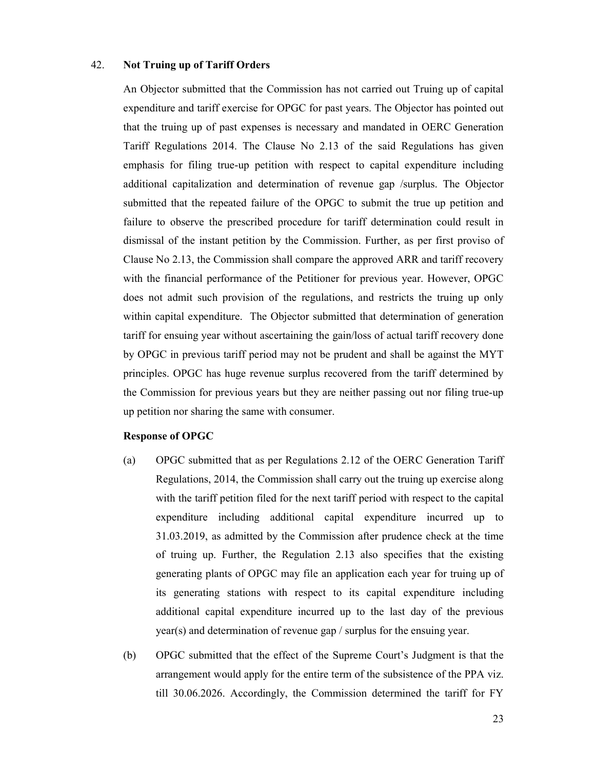42. **Not Truing up of Tariff Orders**

An Objector submitted that the Commission has not carried out Truing up of capital expenditure and tariff exercise for OPGC for past years. The Objector has pointed out that the truing up of past expenses is necessary and mandated in OERC Generation Tariff Regulations 2014. The Clause No 2.13 of the said Regulations has given emphasis for filing true-up petition with respect to capital expenditure including additional capitalization and determination of revenue gap /surplus. The Objector submitted that the repeated failure of the OPGC to submit the true up petition and failure to observe the prescribed procedure for tariff determination could result in dismissal of the instant petition by the Commission. Further, as per first proviso of Clause No 2.13, the Commission shall compare the approved ARR and tariff recovery with the financial performance of the Petitioner for previous year. However, OPGC does not admit such provision of the regulations, and restricts the truing up only within capital expenditure. The Objector submitted that determination of generation tariff for ensuing year without ascertaining the gain/loss of actual tariff recovery done by OPGC in previous tariff period may not be prudent and shall be against the MYT principles. OPGC has huge revenue surplus recovered from the tariff determined by the Commission for previous years but they are neither passing out nor filing true-up up petition nor sharing the same with consumer.

**Response of OPGC**

(a) OPGC submitted that as per Regulations 2.12 of the OERC Generation Tariff Regulations, 2014, the Commission shall carry out the truing up exercise along with the tariff petition filed for the next tariff period with respect to the capital expenditure including additional capital expenditure incurred up to 31.03.2019, as admitted by the Commission after prudence check at the time of truing up. Further, the Regulation 2.13 also specifies that the existing generating plants of OPGC may file an application each year for truing up of its generating stations with respect to its capital expenditure including additional capital expenditure incurred up to the last day of the previous year(s) and determination of revenue gap / surplus for the ensuing year.

(b) OPGC submitted that the effect of the Supreme Court's Judgment is that the arrangement would apply for the entire term of the subsistence of the PPA viz. till 30.06.2026. Accordingly, the Commission determined the tariff for FY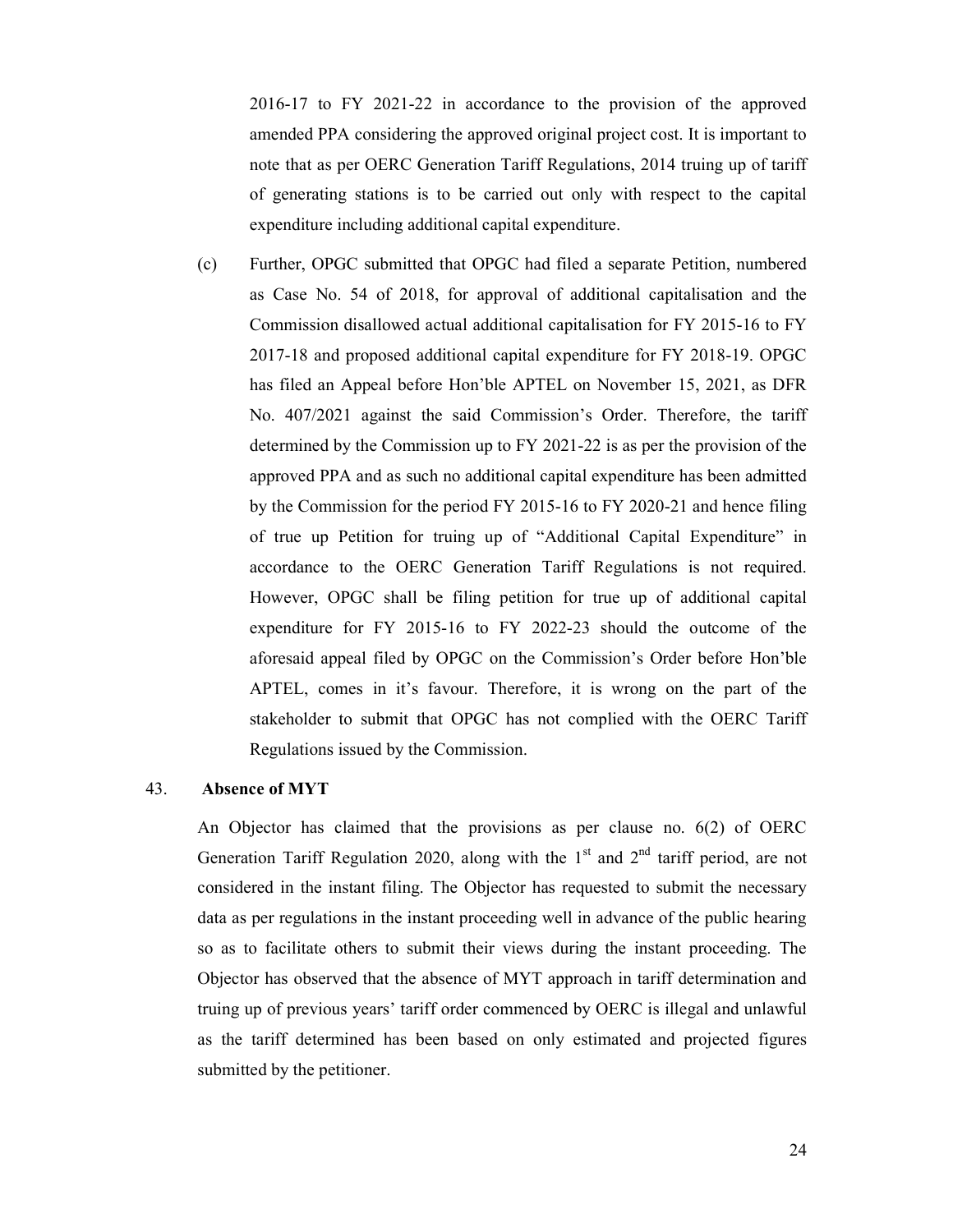2016-17 to FY 2021-22 in accordance to the provision of the approved amended PPA considering the approved original project cost. It is important to note that as per OERC Generation Tariff Regulations, 2014 truing up of tariff of generating stations is to be carried out only with respect to the capital expenditure including additional capital expenditure.

(c) Further, OPGC submitted that OPGC had filed a separate Petition, numbered as Case No. 54 of 2018, for approval of additional capitalisation and the Commission disallowed actual additional capitalisation for FY 2015-16 to FY 2017-18 and proposed additional capital expenditure for FY 2018-19. OPGC has filed an Appeal before Hon'ble APTEL on November 15, 2021, as DFR No. 407/2021 against the said Commission's Order. Therefore, the tariff determined by the Commission up to FY 2021-22 is as per the provision of the approved PPA and as such no additional capital expenditure has been admitted by the Commission for the period FY 2015-16 to FY 2020-21 and hence filing of true up Petition for truing up of "Additional Capital Expenditure" in accordance to the OERC Generation Tariff Regulations is not required. However, OPGC shall be filing petition for true up of additional capital expenditure for FY 2015-16 to FY 2022-23 should the outcome of the aforesaid appeal filed by OPGC on the Commission's Order before Hon'ble APTEL, comes in it's favour. Therefore, it is wrong on the part of the stakeholder to submit that OPGC has not complied with the OERC Tariff Regulations issued by the Commission.

43. **Absence of MYT**

An Objector has claimed that the provisions as per clause no. 6(2) of OERC Generation Tariff Regulation 2020, along with the 1st and 2nd tariff period, are not considered in the instant filing. The Objector has requested to submit the necessary data as per regulations in the instant proceeding well in advance of the public hearing so as to facilitate others to submit their views during the instant proceeding. The Objector has observed that the absence of MYT approach in tariff determination and truing up of previous years' tariff order commenced by OERC is illegal and unlawful as the tariff determined has been based on only estimated and projected figures submitted by the petitioner.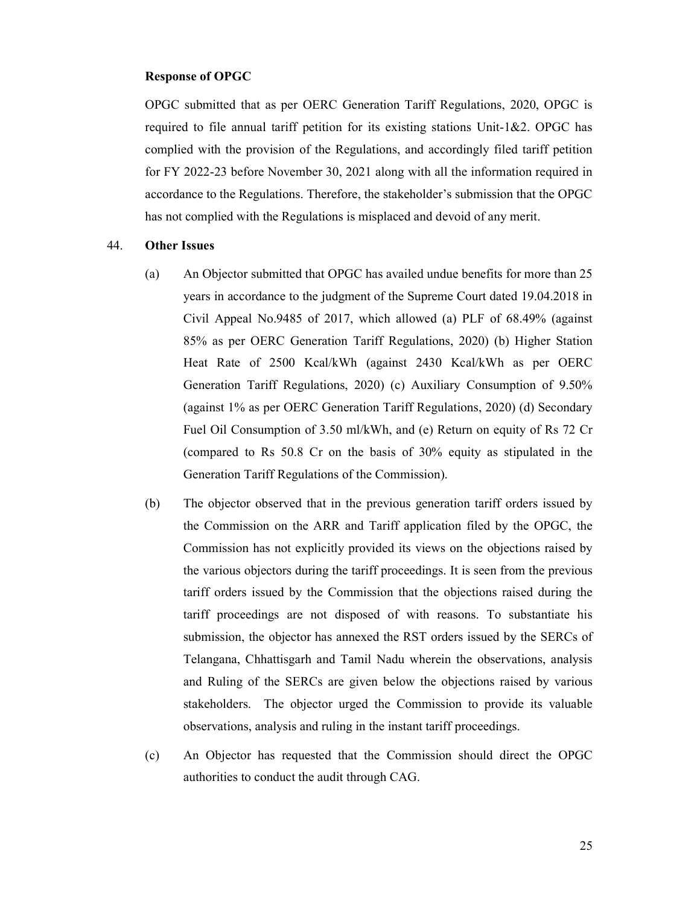**Response of OPGC**

OPGC submitted that as per OERC Generation Tariff Regulations, 2020, OPGC is required to file annual tariff petition for its existing stations Unit-1&2. OPGC has complied with the provision of the Regulations, and accordingly filed tariff petition for FY 2022-23 before November 30, 2021 along with all the information required in accordance to the Regulations. Therefore, the stakeholder's submission that the OPGC has not complied with the Regulations is misplaced and devoid of any merit.

44. **Other Issues**

(a) An Objector submitted that OPGC has availed undue benefits for more than 25 years in accordance to the judgment of the Supreme Court dated 19.04.2018 in Civil Appeal No.9485 of 2017, which allowed (a) PLF of 68.49% (against 85% as per OERC Generation Tariff Regulations, 2020) (b) Higher Station Heat Rate of 2500 Kcal/kWh (against 2430 Kcal/kWh as per OERC Generation Tariff Regulations, 2020) (c) Auxiliary Consumption of 9.50% (against 1% as per OERC Generation Tariff Regulations, 2020) (d) Secondary Fuel Oil Consumption of 3.50 ml/kWh, and (e) Return on equity of Rs 72 Cr (compared to Rs 50.8 Cr on the basis of 30% equity as stipulated in the Generation Tariff Regulations of the Commission).

(b) The objector observed that in the previous generation tariff orders issued by the Commission on the ARR and Tariff application filed by the OPGC, the Commission has not explicitly provided its views on the objections raised by the various objectors during the tariff proceedings. It is seen from the previous tariff orders issued by the Commission that the objections raised during the tariff proceedings are not disposed of with reasons. To substantiate his submission, the objector has annexed the RST orders issued by the SERCs of Telangana, Chhattisgarh and Tamil Nadu wherein the observations, analysis and Ruling of the SERCs are given below the objections raised by various stakeholders. The objector urged the Commission to provide its valuable observations, analysis and ruling in the instant tariff proceedings.

(c) An Objector has requested that the Commission should direct the OPGC authorities to conduct the audit through CAG.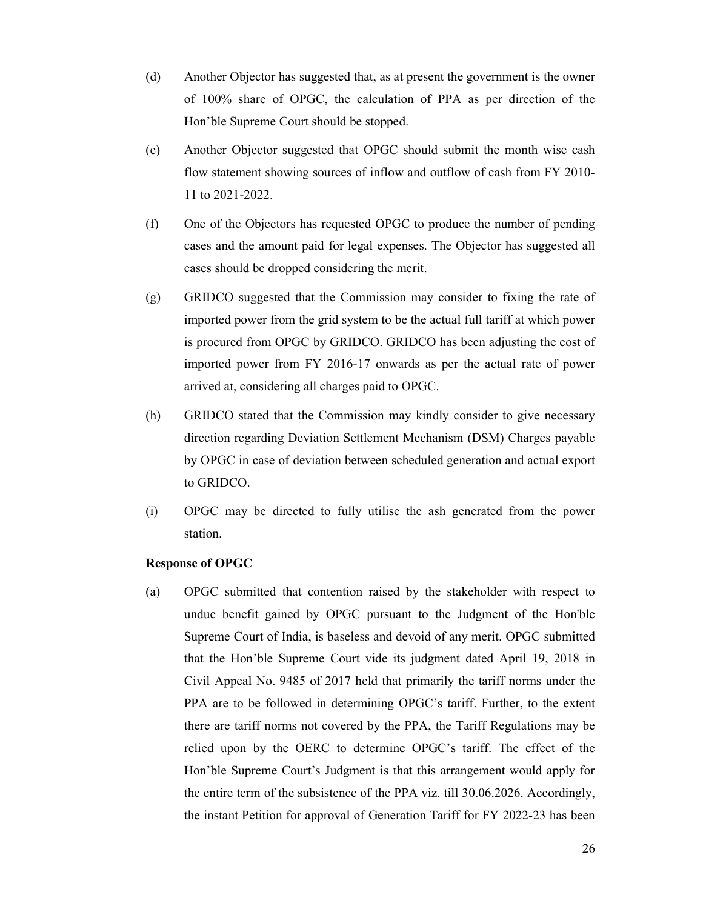(d) Another Objector has suggested that, as at present the government is the owner of 100% share of OPGC, the calculation of PPA as per direction of the Hon'ble Supreme Court should be stopped.

(e) Another Objector suggested that OPGC should submit the month wise cash flow statement showing sources of inflow and outflow of cash from FY 2010-11 to 2021-2022.

(f) One of the Objectors has requested OPGC to produce the number of pending cases and the amount paid for legal expenses. The Objector has suggested all cases should be dropped considering the merit.

(g) GRIDCO suggested that the Commission may consider to fixing the rate of imported power from the grid system to be the actual full tariff at which power is procured from OPGC by GRIDCO. GRIDCO has been adjusting the cost of imported power from FY 2016-17 onwards as per the actual rate of power arrived at, considering all charges paid to OPGC.

(h) GRIDCO stated that the Commission may kindly consider to give necessary direction regarding Deviation Settlement Mechanism (DSM) Charges payable by OPGC in case of deviation between scheduled generation and actual export to GRIDCO.

(i) OPGC may be directed to fully utilise the ash generated from the power station.

**Response of OPGC**

(a) OPGC submitted that contention raised by the stakeholder with respect to undue benefit gained by OPGC pursuant to the Judgment of the Hon'ble Supreme Court of India, is baseless and devoid of any merit. OPGC submitted that the Hon'ble Supreme Court vide its judgment dated April 19, 2018 in Civil Appeal No. 9485 of 2017 held that primarily the tariff norms under the PPA are to be followed in determining OPGC's tariff. Further, to the extent there are tariff norms not covered by the PPA, the Tariff Regulations may be relied upon by the OERC to determine OPGC's tariff. The effect of the Hon'ble Supreme Court's Judgment is that this arrangement would apply for the entire term of the subsistence of the PPA viz. till 30.06.2026. Accordingly, the instant Petition for approval of Generation Tariff for FY 2022-23 has been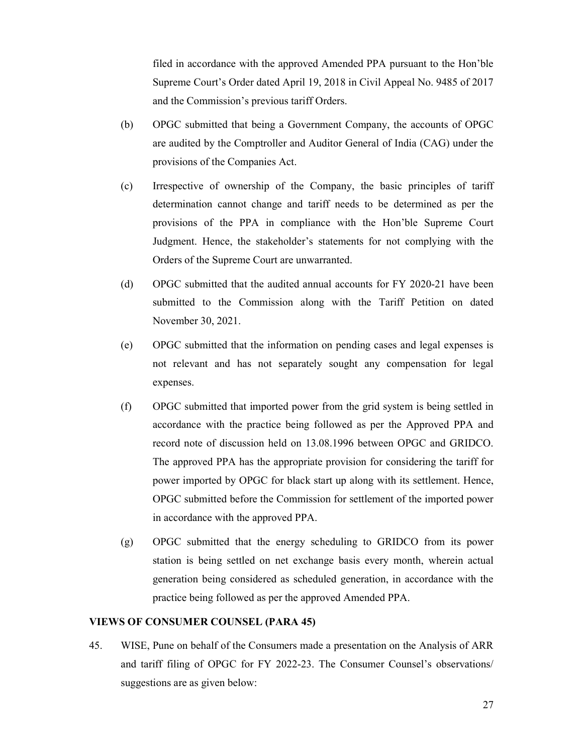filed in accordance with the approved Amended PPA pursuant to the Hon'ble Supreme Court's Order dated April 19, 2018 in Civil Appeal No. 9485 of 2017 and the Commission's previous tariff Orders.

(b) OPGC submitted that being a Government Company, the accounts of OPGC are audited by the Comptroller and Auditor General of India (CAG) under the provisions of the Companies Act.

(c) Irrespective of ownership of the Company, the basic principles of tariff determination cannot change and tariff needs to be determined as per the provisions of the PPA in compliance with the Hon'ble Supreme Court Judgment. Hence, the stakeholder's statements for not complying with the Orders of the Supreme Court are unwarranted.

(d) OPGC submitted that the audited annual accounts for FY 2020-21 have been submitted to the Commission along with the Tariff Petition on dated November 30, 2021.

(e) OPGC submitted that the information on pending cases and legal expenses is not relevant and has not separately sought any compensation for legal expenses.

(f) OPGC submitted that imported power from the grid system is being settled in accordance with the practice being followed as per the Approved PPA and record note of discussion held on 13.08.1996 between OPGC and GRIDCO. The approved PPA has the appropriate provision for considering the tariff for power imported by OPGC for black start up along with its settlement. Hence, OPGC submitted before the Commission for settlement of the imported power in accordance with the approved PPA.

(g) OPGC submitted that the energy scheduling to GRIDCO from its power station is being settled on net exchange basis every month, wherein actual generation being considered as scheduled generation, in accordance with the practice being followed as per the approved Amended PPA.

**VIEWS OF CONSUMER COUNSEL (PARA 45)**

45. WISE, Pune on behalf of the Consumers made a presentation on the Analysis of ARR and tariff filing of OPGC for FY 2022-23. The Consumer Counsel's observations/ suggestions are as given below: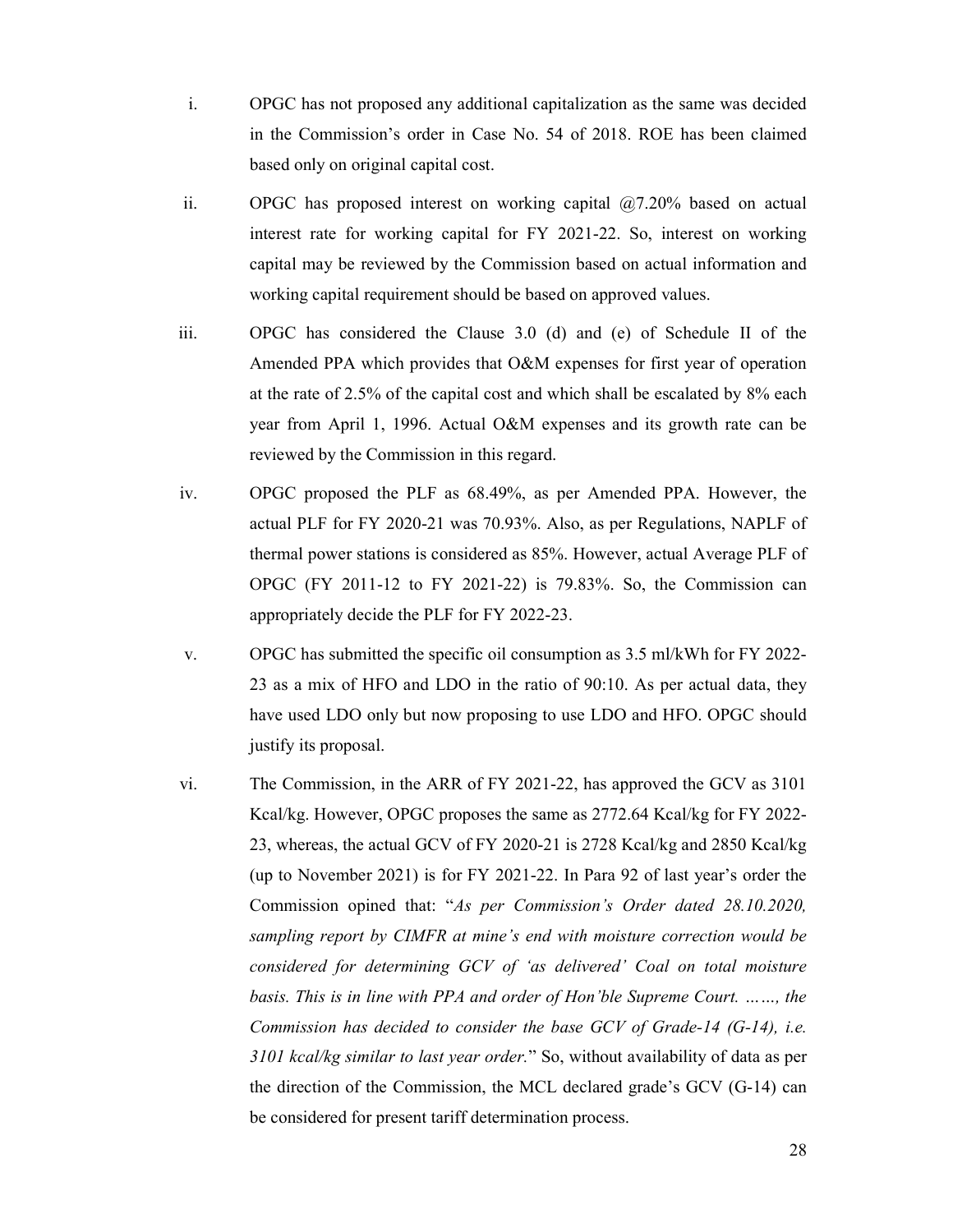i. OPGC has not proposed any additional capitalization as the same was decided in the Commission's order in Case No. 54 of 2018. ROE has been claimed based only on original capital cost.

ii. OPGC has proposed interest on working capital @7.20% based on actual interest rate for working capital for FY 2021-22. So, interest on working capital may be reviewed by the Commission based on actual information and working capital requirement should be based on approved values.

iii. OPGC has considered the Clause 3.0 (d) and (e) of Schedule II of the Amended PPA which provides that O&M expenses for first year of operation at the rate of 2.5% of the capital cost and which shall be escalated by 8% each year from April 1, 1996. Actual O&M expenses and its growth rate can be reviewed by the Commission in this regard.

iv. OPGC proposed the PLF as 68.49%, as per Amended PPA. However, the actual PLF for FY 2020-21 was 70.93%. Also, as per Regulations, NAPLF of thermal power stations is considered as 85%. However, actual Average PLF of OPGC (FY 2011-12 to FY 2021-22) is 79.83%. So, the Commission can appropriately decide the PLF for FY 2022-23.

v. OPGC has submitted the specific oil consumption as 3.5 ml/kWh for FY 2022-23 as a mix of HFO and LDO in the ratio of 90:10. As per actual data, they have used LDO only but now proposing to use LDO and HFO. OPGC should justify its proposal.

vi. The Commission, in the ARR of FY 2021-22, has approved the GCV as 3101 Kcal/kg. However, OPGC proposes the same as 2772.64 Kcal/kg for FY 2022-23, whereas, the actual GCV of FY 2020-21 is 2728 Kcal/kg and 2850 Kcal/kg (up to November 2021) is for FY 2021-22. In Para 92 of last year's order the Commission opined that: "*As per Commission's Order dated 28.10.2020, sampling report by CIMFR at mine's end with moisture correction would be considered for determining GCV of 'as delivered' Coal on total moisture basis. This is in line with PPA and order of Hon'ble Supreme Court. ……, the Commission has decided to consider the base GCV of Grade-14 (G-14), i.e. 3101 kcal/kg similar to last year order.*" So, without availability of data as per the direction of the Commission, the MCL declared grade's GCV (G-14) can be considered for present tariff determination process.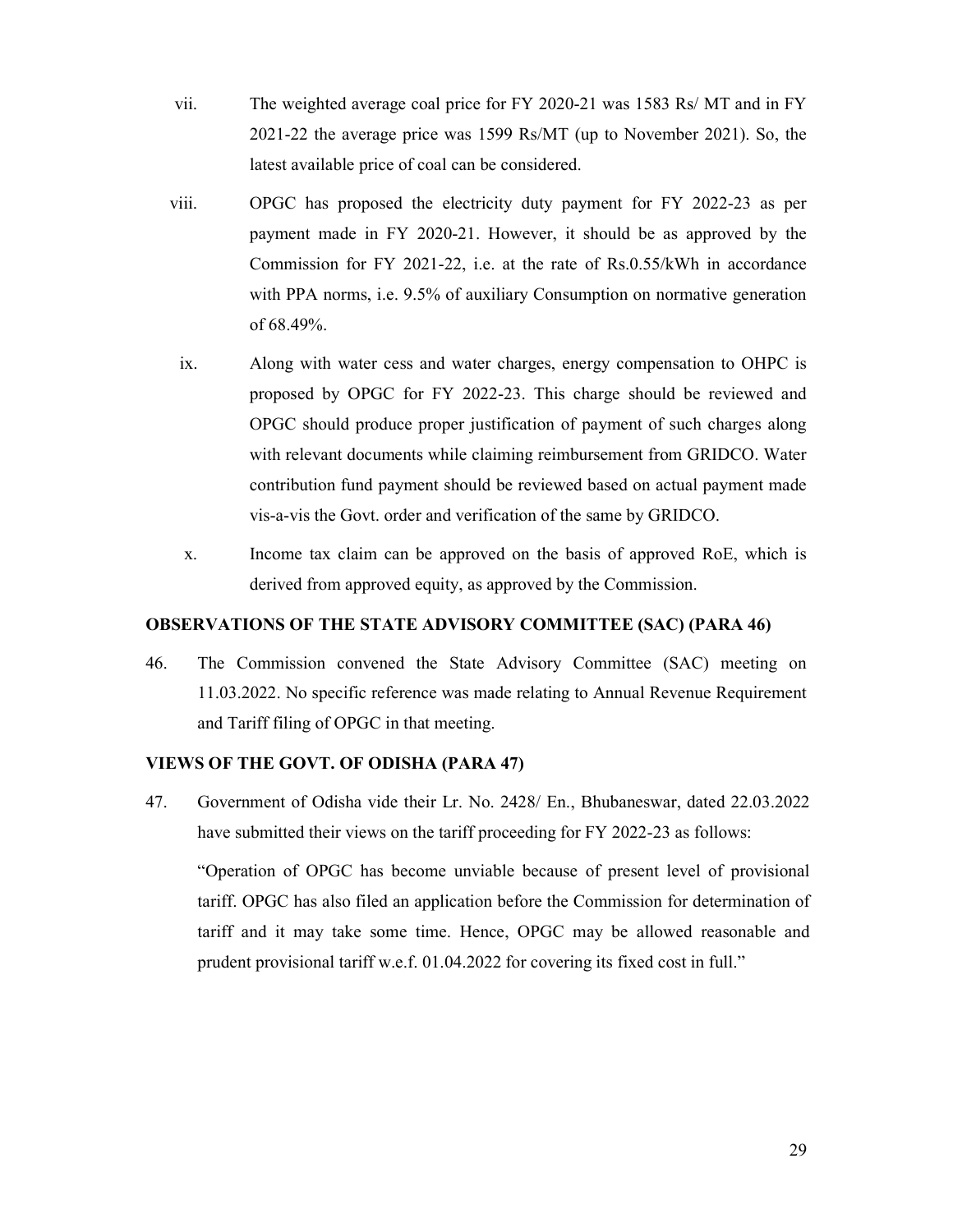vii. The weighted average coal price for FY 2020-21 was 1583 Rs/ MT and in FY 2021-22 the average price was 1599 Rs/MT (up to November 2021). So, the latest available price of coal can be considered.

viii. OPGC has proposed the electricity duty payment for FY 2022-23 as per payment made in FY 2020-21. However, it should be as approved by the Commission for FY 2021-22, i.e. at the rate of Rs.0.55/kWh in accordance with PPA norms, i.e. 9.5% of auxiliary Consumption on normative generation of 68.49%.

ix. Along with water cess and water charges, energy compensation to OHPC is proposed by OPGC for FY 2022-23. This charge should be reviewed and OPGC should produce proper justification of payment of such charges along with relevant documents while claiming reimbursement from GRIDCO. Water contribution fund payment should be reviewed based on actual payment made vis-a-vis the Govt. order and verification of the same by GRIDCO.

x. Income tax claim can be approved on the basis of approved RoE, which is derived from approved equity, as approved by the Commission.

**OBSERVATIONS OF THE STATE ADVISORY COMMITTEE (SAC) (PARA 46)**

46. The Commission convened the State Advisory Committee (SAC) meeting on 11.03.2022. No specific reference was made relating to Annual Revenue Requirement and Tariff filing of OPGC in that meeting.

**VIEWS OF THE GOVT. OF ODISHA (PARA 47)**

47. Government of Odisha vide their Lr. No. 2428/ En., Bhubaneswar, dated 22.03.2022 have submitted their views on the tariff proceeding for FY 2022-23 as follows:

"Operation of OPGC has become unviable because of present level of provisional tariff. OPGC has also filed an application before the Commission for determination of tariff and it may take some time. Hence, OPGC may be allowed reasonable and prudent provisional tariff w.e.f. 01.04.2022 for covering its fixed cost in full."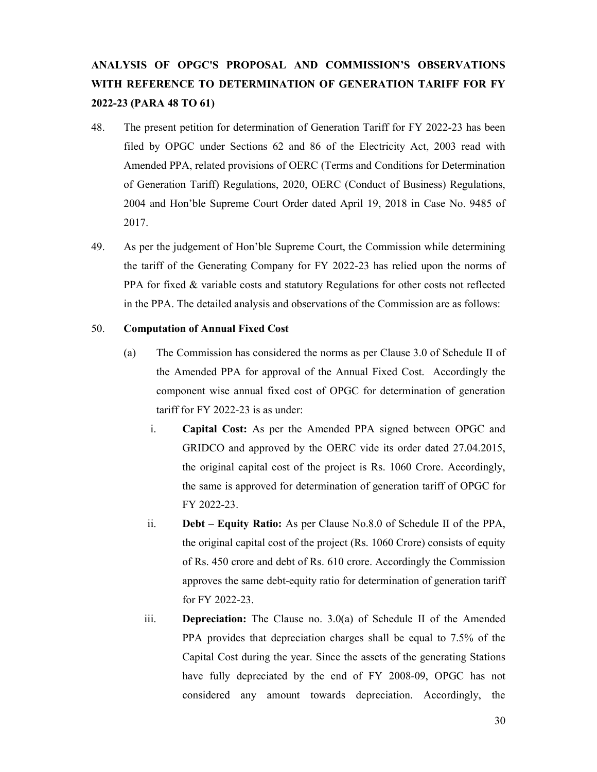**ANALYSIS OF OPGC'S PROPOSAL AND COMMISSION'S OBSERVATIONS WITH REFERENCE TO DETERMINATION OF GENERATION TARIFF FOR FY 2022-23 (PARA 48 TO 61)**

48. The present petition for determination of Generation Tariff for FY 2022-23 has been filed by OPGC under Sections 62 and 86 of the Electricity Act, 2003 read with Amended PPA, related provisions of OERC (Terms and Conditions for Determination of Generation Tariff) Regulations, 2020, OERC (Conduct of Business) Regulations, 2004 and Hon'ble Supreme Court Order dated April 19, 2018 in Case No. 9485 of 2017.

49. As per the judgement of Hon'ble Supreme Court, the Commission while determining the tariff of the Generating Company for FY 2022-23 has relied upon the norms of PPA for fixed & variable costs and statutory Regulations for other costs not reflected in the PPA. The detailed analysis and observations of the Commission are as follows:

50. **Computation of Annual Fixed Cost**

    (a) The Commission has considered the norms as per Clause 3.0 of Schedule II of the Amended PPA for approval of the Annual Fixed Cost. Accordingly the component wise annual fixed cost of OPGC for determination of generation tariff for FY 2022-23 is as under:

    i. **Capital Cost:** As per the Amended PPA signed between OPGC and GRIDCO and approved by the OERC vide its order dated 27.04.2015, the original capital cost of the project is Rs. 1060 Crore. Accordingly, the same is approved for determination of generation tariff of OPGC for FY 2022-23.

    ii. **Debt – Equity Ratio:** As per Clause No.8.0 of Schedule II of the PPA, the original capital cost of the project (Rs. 1060 Crore) consists of equity of Rs. 450 crore and debt of Rs. 610 crore. Accordingly the Commission approves the same debt-equity ratio for determination of generation tariff for FY 2022-23.

    iii. **Depreciation:** The Clause no. 3.0(a) of Schedule II of the Amended PPA provides that depreciation charges shall be equal to 7.5% of the Capital Cost during the year. Since the assets of the generating Stations have fully depreciated by the end of FY 2008-09, OPGC has not considered any amount towards depreciation. Accordingly, the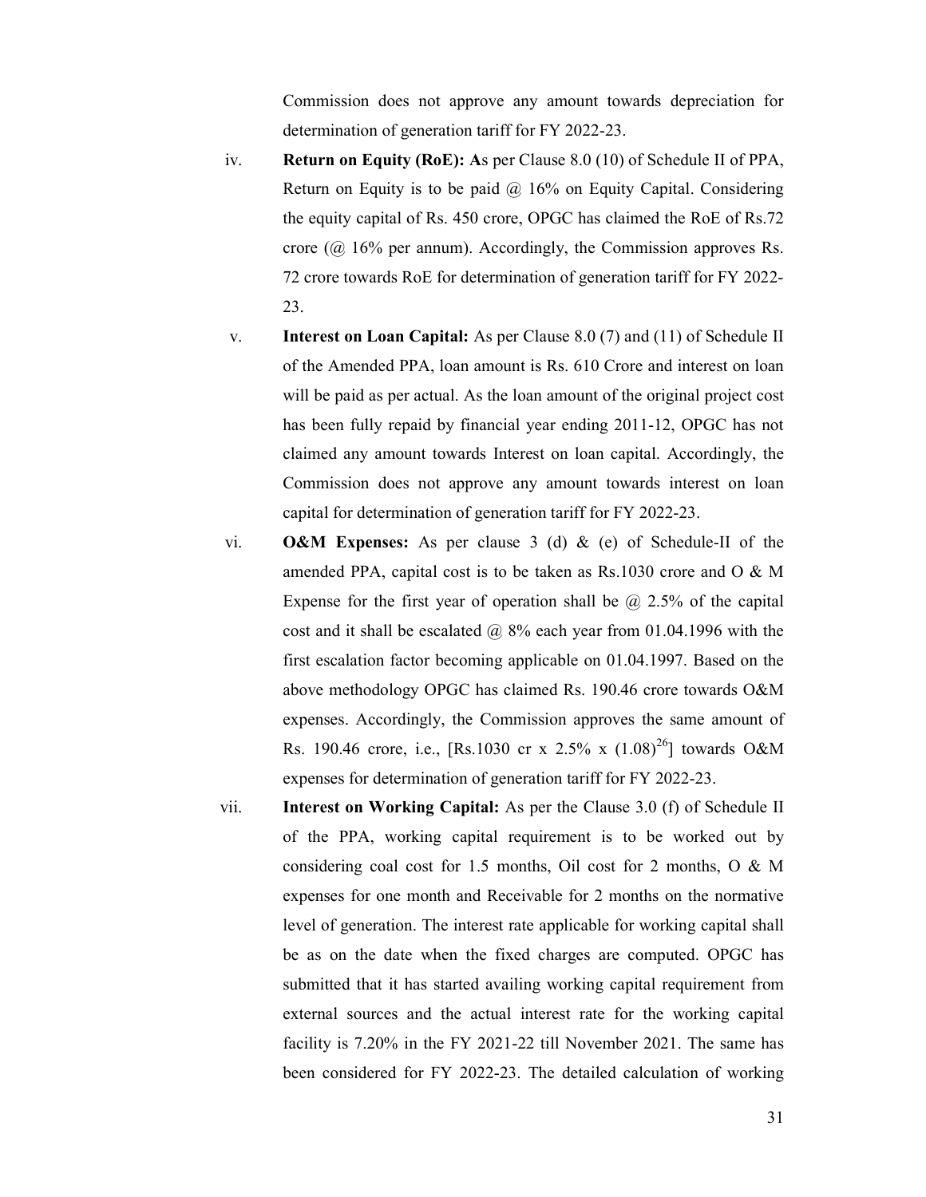Commission does not approve any amount towards depreciation for determination of generation tariff for FY 2022-23.

iv. **Return on Equity (RoE): A**s per Clause 8.0 (10) of Schedule II of PPA, Return on Equity is to be paid @ 16% on Equity Capital. Considering the equity capital of Rs. 450 crore, OPGC has claimed the RoE of Rs.72 crore (@ 16% per annum). Accordingly, the Commission approves Rs. 72 crore towards RoE for determination of generation tariff for FY 2022-23.

v. **Interest on Loan Capital:** As per Clause 8.0 (7) and (11) of Schedule II of the Amended PPA, loan amount is Rs. 610 Crore and interest on loan will be paid as per actual. As the loan amount of the original project cost has been fully repaid by financial year ending 2011-12, OPGC has not claimed any amount towards Interest on loan capital. Accordingly, the Commission does not approve any amount towards interest on loan capital for determination of generation tariff for FY 2022-23.

vi. **O&M Expenses:** As per clause 3 (d) & (e) of Schedule-II of the amended PPA, capital cost is to be taken as Rs.1030 crore and O & M Expense for the first year of operation shall be @ 2.5% of the capital cost and it shall be escalated @ 8% each year from 01.04.1996 with the first escalation factor becoming applicable on 01.04.1997. Based on the above methodology OPGC has claimed Rs. 190.46 crore towards O&M expenses. Accordingly, the Commission approves the same amount of Rs. 190.46 crore, i.e., [Rs.1030 cr x 2.5% x $(1.08)^{26}$] towards O&M expenses for determination of generation tariff for FY 2022-23.

vii. **Interest on Working Capital:** As per the Clause 3.0 (f) of Schedule II of the PPA, working capital requirement is to be worked out by considering coal cost for 1.5 months, Oil cost for 2 months, O & M expenses for one month and Receivable for 2 months on the normative level of generation. The interest rate applicable for working capital shall be as on the date when the fixed charges are computed. OPGC has submitted that it has started availing working capital requirement from external sources and the actual interest rate for the working capital facility is 7.20% in the FY 2021-22 till November 2021. The same has been considered for FY 2022-23. The detailed calculation of working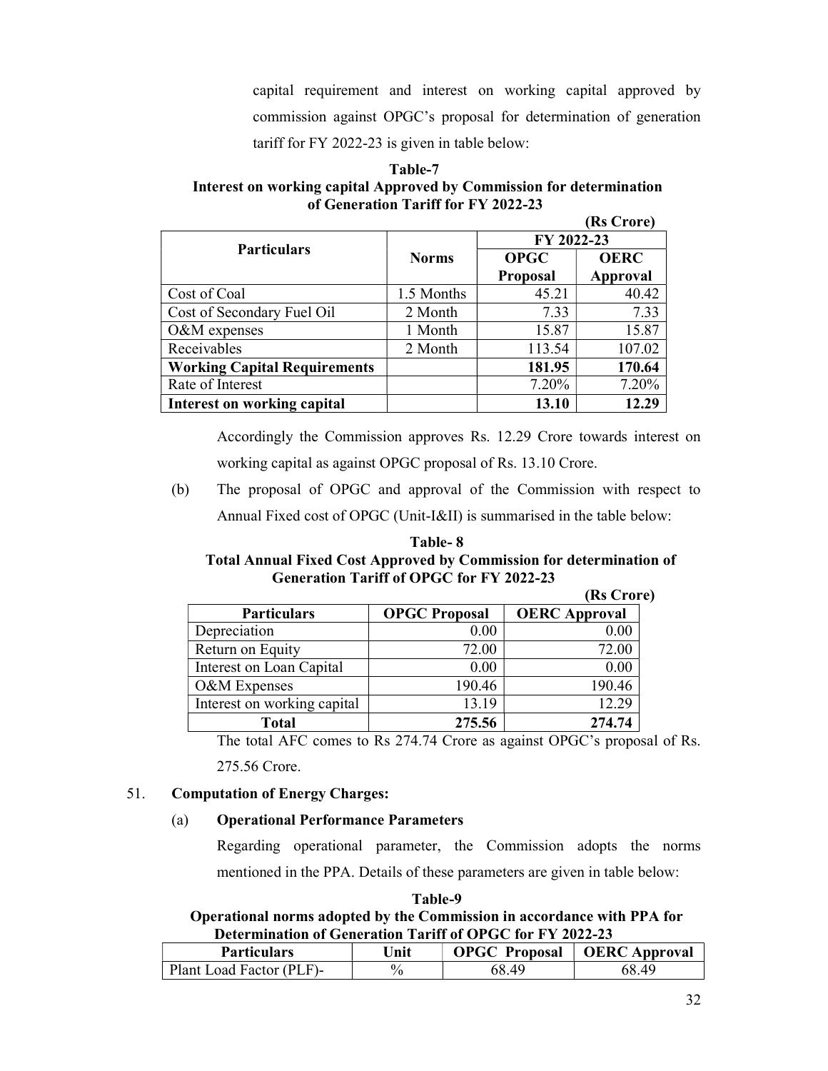capital requirement and interest on working capital approved by commission against OPGC's proposal for determination of generation tariff for FY 2022-23 is given in table below:

**Table-7**
**Interest on working capital Approved by Commission for determination of Generation Tariff for FY 2022-23**

(Rs Crore)

| Particulars | Norms | FY 2022-23 | |
|---|---|---|---|
| | | OPGC Proposal | OERC Approval |
| Cost of Coal | 1.5 Months | 45.21 | 40.42 |
| Cost of Secondary Fuel Oil | 2 Month | 7.33 | 7.33 |
| O&M expenses | 1 Month | 15.87 | 15.87 |
| Receivables | 2 Month | 113.54 | 107.02 |
| **Working Capital Requirements** | | **181.95** | **170.64** |
| Rate of Interest | | 7.20% | 7.20% |
| **Interest on working capital** | | **13.10** | **12.29** |

Accordingly the Commission approves Rs. 12.29 Crore towards interest on working capital as against OPGC proposal of Rs. 13.10 Crore.

(b) The proposal of OPGC and approval of the Commission with respect to Annual Fixed cost of OPGC (Unit-I&II) is summarised in the table below:

**Table- 8**
**Total Annual Fixed Cost Approved by Commission for determination of Generation Tariff of OPGC for FY 2022-23**

(Rs Crore)

| Particulars | OPGC Proposal | OERC Approval |
|---|---|---|
| Depreciation | 0.00 | 0.00 |
| Return on Equity | 72.00 | 72.00 |
| Interest on Loan Capital | 0.00 | 0.00 |
| O&M Expenses | 190.46 | 190.46 |
| Interest on working capital | 13.19 | 12.29 |
| **Total** | **275.56** | **274.74** |

The total AFC comes to Rs 274.74 Crore as against OPGC's proposal of Rs. 275.56 Crore.

51. **Computation of Energy Charges:**

(a) **Operational Performance Parameters**

Regarding operational parameter, the Commission adopts the norms mentioned in the PPA. Details of these parameters are given in table below:

**Table-9**
**Operational norms adopted by the Commission in accordance with PPA for Determination of Generation Tariff of OPGC for FY 2022-23**

| Particulars | Unit | OPGC Proposal | OERC Approval |
|---|---|---|---|
| Plant Load Factor (PLF)- | % | 68.49 | 68.49 |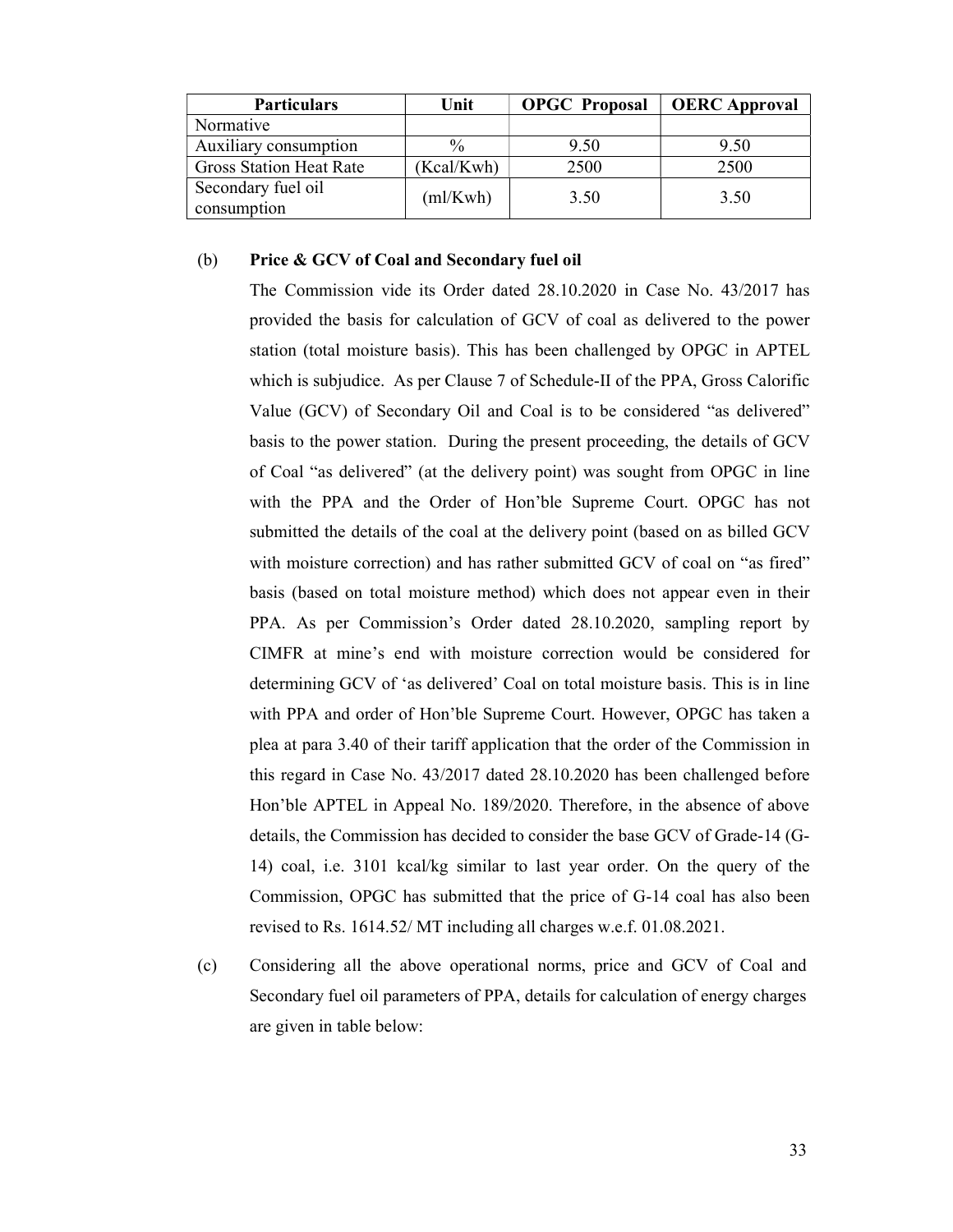| Particulars | Unit | OPGC Proposal | OERC Approval |
|---|---|---|---|
| Normative | | | |
| Auxiliary consumption | % | 9.50 | 9.50 |
| Gross Station Heat Rate | (Kcal/Kwh) | 2500 | 2500 |
| Secondary fuel oil consumption | (ml/Kwh) | 3.50 | 3.50 |

(b) **Price & GCV of Coal and Secondary fuel oil**

The Commission vide its Order dated 28.10.2020 in Case No. 43/2017 has provided the basis for calculation of GCV of coal as delivered to the power station (total moisture basis). This has been challenged by OPGC in APTEL which is subjudice. As per Clause 7 of Schedule-II of the PPA, Gross Calorific Value (GCV) of Secondary Oil and Coal is to be considered "as delivered" basis to the power station. During the present proceeding, the details of GCV of Coal "as delivered" (at the delivery point) was sought from OPGC in line with the PPA and the Order of Hon'ble Supreme Court. OPGC has not submitted the details of the coal at the delivery point (based on as billed GCV with moisture correction) and has rather submitted GCV of coal on "as fired" basis (based on total moisture method) which does not appear even in their PPA. As per Commission's Order dated 28.10.2020, sampling report by CIMFR at mine's end with moisture correction would be considered for determining GCV of 'as delivered' Coal on total moisture basis. This is in line with PPA and order of Hon'ble Supreme Court. However, OPGC has taken a plea at para 3.40 of their tariff application that the order of the Commission in this regard in Case No. 43/2017 dated 28.10.2020 has been challenged before Hon'ble APTEL in Appeal No. 189/2020. Therefore, in the absence of above details, the Commission has decided to consider the base GCV of Grade-14 (G-14) coal, i.e. 3101 kcal/kg similar to last year order. On the query of the Commission, OPGC has submitted that the price of G-14 coal has also been revised to Rs. 1614.52/ MT including all charges w.e.f. 01.08.2021.

(c) Considering all the above operational norms, price and GCV of Coal and Secondary fuel oil parameters of PPA, details for calculation of energy charges are given in table below: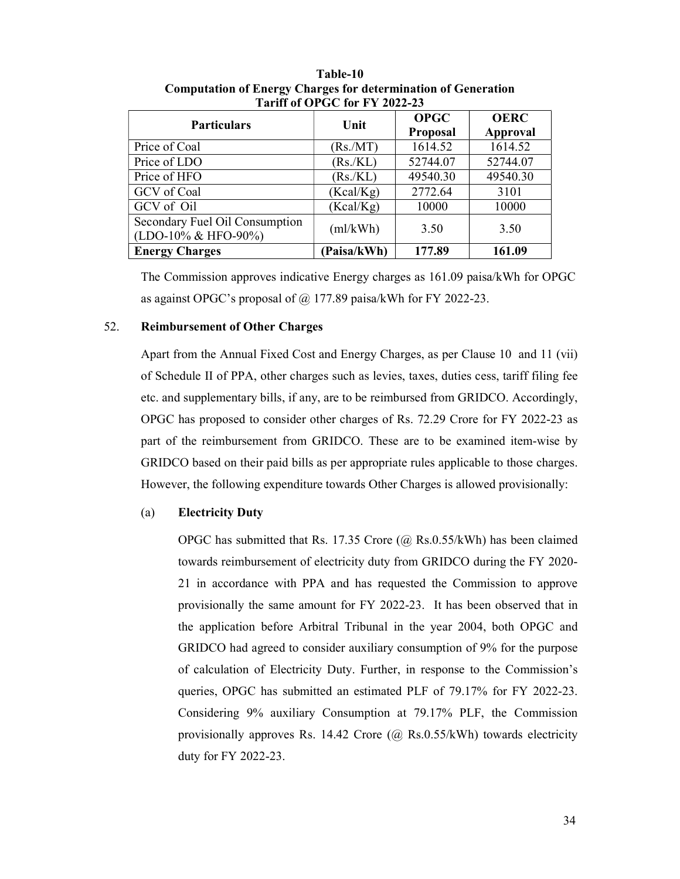**Table-10**
**Computation of Energy Charges for determination of Generation Tariff of OPGC for FY 2022-23**

| Particulars | Unit | OPGC Proposal | OERC Approval |
|---|---|---|---|
| Price of Coal | (Rs./MT) | 1614.52 | 1614.52 |
| Price of LDO | (Rs./KL) | 52744.07 | 52744.07 |
| Price of HFO | (Rs./KL) | 49540.30 | 49540.30 |
| GCV of Coal | (Kcal/Kg) | 2772.64 | 3101 |
| GCV of Oil | (Kcal/Kg) | 10000 | 10000 |
| Secondary Fuel Oil Consumption (LDO-10% & HFO-90%) | (ml/kWh) | 3.50 | 3.50 |
| **Energy Charges** | **(Paisa/kWh)** | **177.89** | **161.09** |

The Commission approves indicative Energy charges as 161.09 paisa/kWh for OPGC as against OPGC's proposal of @ 177.89 paisa/kWh for FY 2022-23.

52. **Reimbursement of Other Charges**

Apart from the Annual Fixed Cost and Energy Charges, as per Clause 10 and 11 (vii) of Schedule II of PPA, other charges such as levies, taxes, duties cess, tariff filing fee etc. and supplementary bills, if any, are to be reimbursed from GRIDCO. Accordingly, OPGC has proposed to consider other charges of Rs. 72.29 Crore for FY 2022-23 as part of the reimbursement from GRIDCO. These are to be examined item-wise by GRIDCO based on their paid bills as per appropriate rules applicable to those charges. However, the following expenditure towards Other Charges is allowed provisionally:

(a) **Electricity Duty**

OPGC has submitted that Rs. 17.35 Crore (@ Rs.0.55/kWh) has been claimed towards reimbursement of electricity duty from GRIDCO during the FY 2020-21 in accordance with PPA and has requested the Commission to approve provisionally the same amount for FY 2022-23. It has been observed that in the application before Arbitral Tribunal in the year 2004, both OPGC and GRIDCO had agreed to consider auxiliary consumption of 9% for the purpose of calculation of Electricity Duty. Further, in response to the Commission's queries, OPGC has submitted an estimated PLF of 79.17% for FY 2022-23. Considering 9% auxiliary Consumption at 79.17% PLF, the Commission provisionally approves Rs. 14.42 Crore (@ Rs.0.55/kWh) towards electricity duty for FY 2022-23.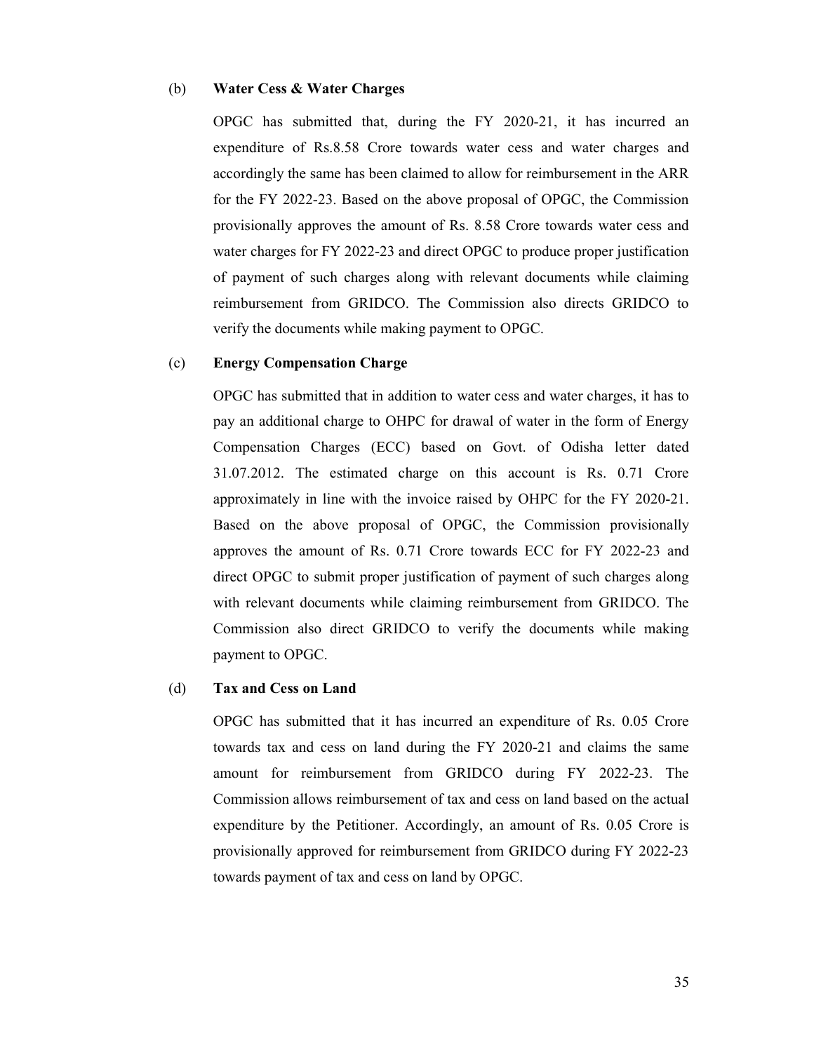(b) **Water Cess & Water Charges**

OPGC has submitted that, during the FY 2020-21, it has incurred an expenditure of Rs.8.58 Crore towards water cess and water charges and accordingly the same has been claimed to allow for reimbursement in the ARR for the FY 2022-23. Based on the above proposal of OPGC, the Commission provisionally approves the amount of Rs. 8.58 Crore towards water cess and water charges for FY 2022-23 and direct OPGC to produce proper justification of payment of such charges along with relevant documents while claiming reimbursement from GRIDCO. The Commission also directs GRIDCO to verify the documents while making payment to OPGC.

(c) **Energy Compensation Charge**

OPGC has submitted that in addition to water cess and water charges, it has to pay an additional charge to OHPC for drawal of water in the form of Energy Compensation Charges (ECC) based on Govt. of Odisha letter dated 31.07.2012. The estimated charge on this account is Rs. 0.71 Crore approximately in line with the invoice raised by OHPC for the FY 2020-21. Based on the above proposal of OPGC, the Commission provisionally approves the amount of Rs. 0.71 Crore towards ECC for FY 2022-23 and direct OPGC to submit proper justification of payment of such charges along with relevant documents while claiming reimbursement from GRIDCO. The Commission also direct GRIDCO to verify the documents while making payment to OPGC.

(d) **Tax and Cess on Land**

OPGC has submitted that it has incurred an expenditure of Rs. 0.05 Crore towards tax and cess on land during the FY 2020-21 and claims the same amount for reimbursement from GRIDCO during FY 2022-23. The Commission allows reimbursement of tax and cess on land based on the actual expenditure by the Petitioner. Accordingly, an amount of Rs. 0.05 Crore is provisionally approved for reimbursement from GRIDCO during FY 2022-23 towards payment of tax and cess on land by OPGC.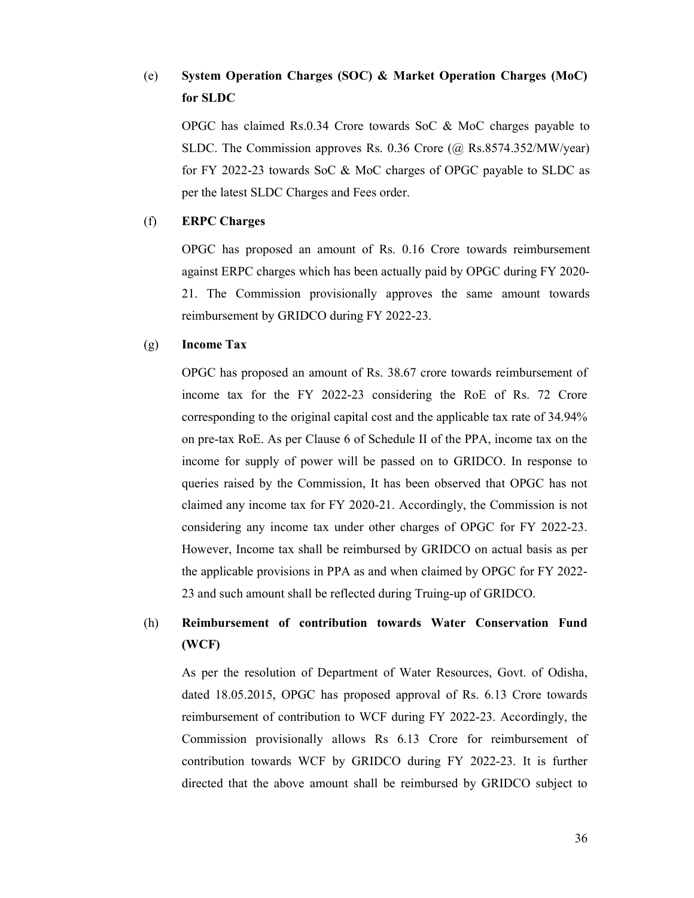(e) **System Operation Charges (SOC) & Market Operation Charges (MoC) for SLDC**

OPGC has claimed Rs.0.34 Crore towards SoC & MoC charges payable to SLDC. The Commission approves Rs. 0.36 Crore (@ Rs.8574.352/MW/year) for FY 2022-23 towards SoC & MoC charges of OPGC payable to SLDC as per the latest SLDC Charges and Fees order.

(f) **ERPC Charges**

OPGC has proposed an amount of Rs. 0.16 Crore towards reimbursement against ERPC charges which has been actually paid by OPGC during FY 2020-21. The Commission provisionally approves the same amount towards reimbursement by GRIDCO during FY 2022-23.

(g) **Income Tax**

OPGC has proposed an amount of Rs. 38.67 crore towards reimbursement of income tax for the FY 2022-23 considering the RoE of Rs. 72 Crore corresponding to the original capital cost and the applicable tax rate of 34.94% on pre-tax RoE. As per Clause 6 of Schedule II of the PPA, income tax on the income for supply of power will be passed on to GRIDCO. In response to queries raised by the Commission, It has been observed that OPGC has not claimed any income tax for FY 2020-21. Accordingly, the Commission is not considering any income tax under other charges of OPGC for FY 2022-23. However, Income tax shall be reimbursed by GRIDCO on actual basis as per the applicable provisions in PPA as and when claimed by OPGC for FY 2022-23 and such amount shall be reflected during Truing-up of GRIDCO.

(h) **Reimbursement of contribution towards Water Conservation Fund (WCF)**

As per the resolution of Department of Water Resources, Govt. of Odisha, dated 18.05.2015, OPGC has proposed approval of Rs. 6.13 Crore towards reimbursement of contribution to WCF during FY 2022-23. Accordingly, the Commission provisionally allows Rs 6.13 Crore for reimbursement of contribution towards WCF by GRIDCO during FY 2022-23. It is further directed that the above amount shall be reimbursed by GRIDCO subject to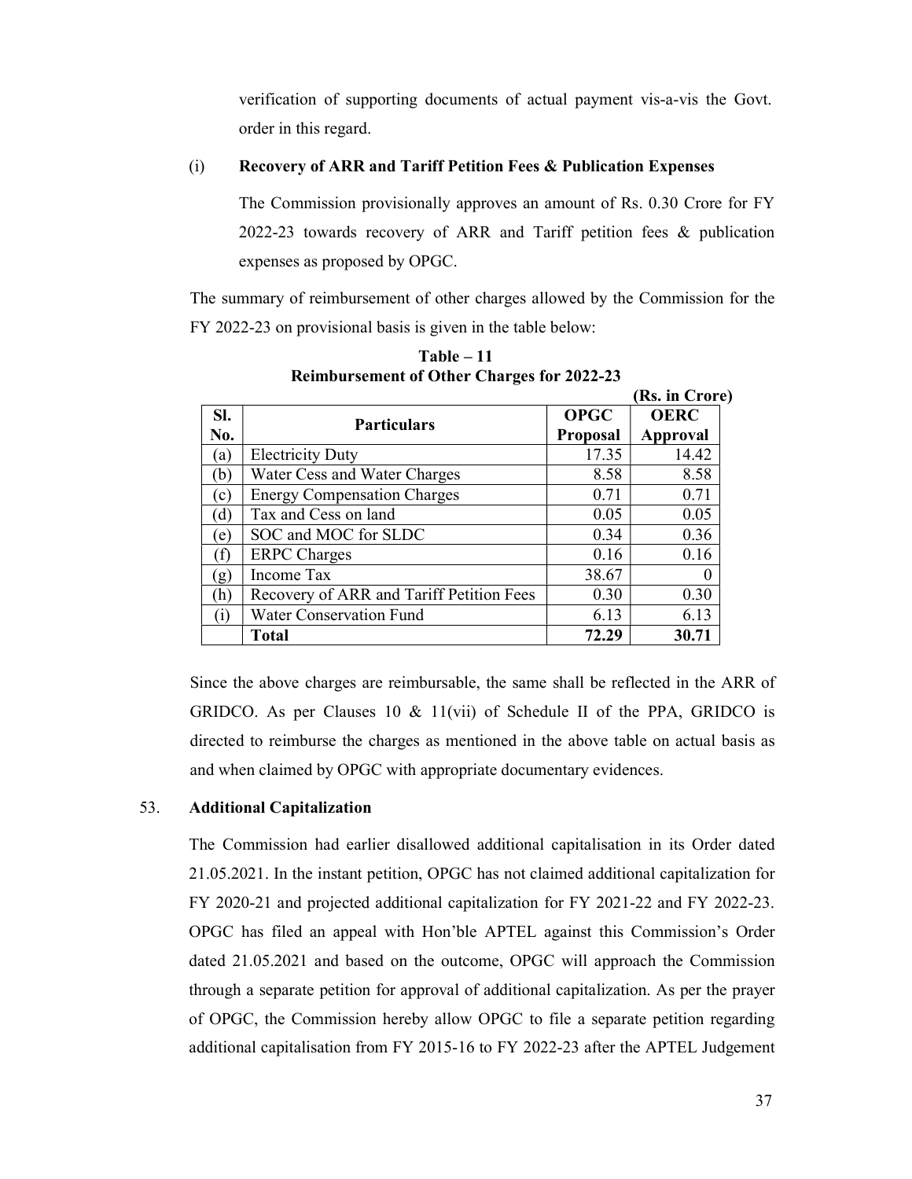verification of supporting documents of actual payment vis-a-vis the Govt. order in this regard.

(i) **Recovery of ARR and Tariff Petition Fees & Publication Expenses**

The Commission provisionally approves an amount of Rs. 0.30 Crore for FY 2022-23 towards recovery of ARR and Tariff petition fees & publication expenses as proposed by OPGC.

The summary of reimbursement of other charges allowed by the Commission for the FY 2022-23 on provisional basis is given in the table below:

**Table – 11**
**Reimbursement of Other Charges for 2022-23**

**(Rs. in Crore)**

| Sl. No. | Particulars | OPGC Proposal | OERC Approval |
|---|---|---|---|
| (a) | Electricity Duty | 17.35 | 14.42 |
| (b) | Water Cess and Water Charges | 8.58 | 8.58 |
| (c) | Energy Compensation Charges | 0.71 | 0.71 |
| (d) | Tax and Cess on land | 0.05 | 0.05 |
| (e) | SOC and MOC for SLDC | 0.34 | 0.36 |
| (f) | ERPC Charges | 0.16 | 0.16 |
| (g) | Income Tax | 38.67 | 0 |
| (h) | Recovery of ARR and Tariff Petition Fees | 0.30 | 0.30 |
| (i) | Water Conservation Fund | 6.13 | 6.13 |
| | **Total** | **72.29** | **30.71** |

Since the above charges are reimbursable, the same shall be reflected in the ARR of GRIDCO. As per Clauses 10 & 11(vii) of Schedule II of the PPA, GRIDCO is directed to reimburse the charges as mentioned in the above table on actual basis as and when claimed by OPGC with appropriate documentary evidences.

53. **Additional Capitalization**

The Commission had earlier disallowed additional capitalisation in its Order dated 21.05.2021. In the instant petition, OPGC has not claimed additional capitalization for FY 2020-21 and projected additional capitalization for FY 2021-22 and FY 2022-23. OPGC has filed an appeal with Hon'ble APTEL against this Commission's Order dated 21.05.2021 and based on the outcome, OPGC will approach the Commission through a separate petition for approval of additional capitalization. As per the prayer of OPGC, the Commission hereby allow OPGC to file a separate petition regarding additional capitalisation from FY 2015-16 to FY 2022-23 after the APTEL Judgement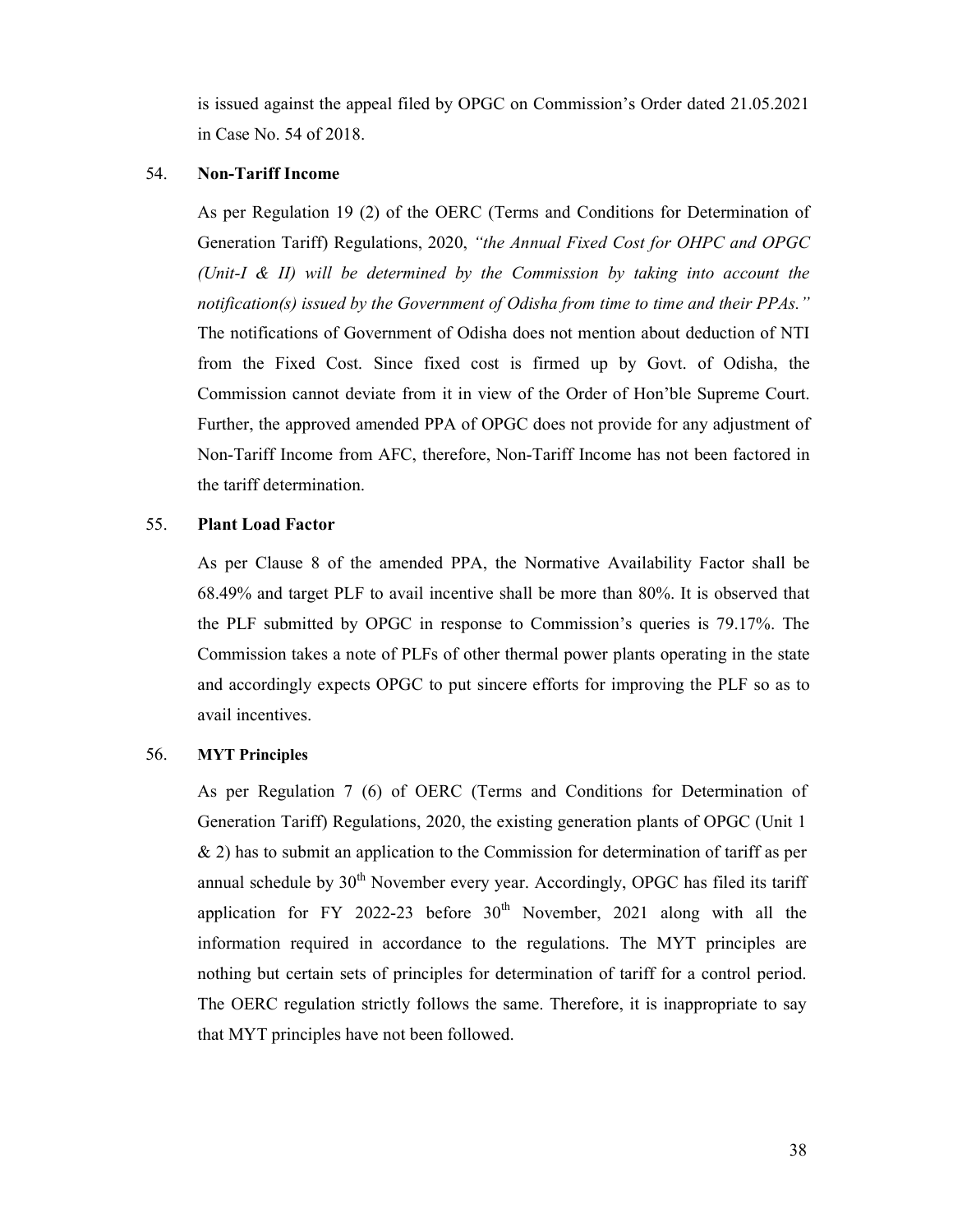is issued against the appeal filed by OPGC on Commission's Order dated 21.05.2021 in Case No. 54 of 2018.

54. **Non-Tariff Income**

As per Regulation 19 (2) of the OERC (Terms and Conditions for Determination of Generation Tariff) Regulations, 2020, *"the Annual Fixed Cost for OHPC and OPGC (Unit-I & II) will be determined by the Commission by taking into account the notification(s) issued by the Government of Odisha from time to time and their PPAs."* The notifications of Government of Odisha does not mention about deduction of NTI from the Fixed Cost. Since fixed cost is firmed up by Govt. of Odisha, the Commission cannot deviate from it in view of the Order of Hon'ble Supreme Court. Further, the approved amended PPA of OPGC does not provide for any adjustment of Non-Tariff Income from AFC, therefore, Non-Tariff Income has not been factored in the tariff determination.

55. **Plant Load Factor**

As per Clause 8 of the amended PPA, the Normative Availability Factor shall be 68.49% and target PLF to avail incentive shall be more than 80%. It is observed that the PLF submitted by OPGC in response to Commission's queries is 79.17%. The Commission takes a note of PLFs of other thermal power plants operating in the state and accordingly expects OPGC to put sincere efforts for improving the PLF so as to avail incentives.

56. **MYT Principles**

As per Regulation 7 (6) of OERC (Terms and Conditions for Determination of Generation Tariff) Regulations, 2020, the existing generation plants of OPGC (Unit 1 & 2) has to submit an application to the Commission for determination of tariff as per annual schedule by 30th November every year. Accordingly, OPGC has filed its tariff application for FY 2022-23 before 30th November, 2021 along with all the information required in accordance to the regulations. The MYT principles are nothing but certain sets of principles for determination of tariff for a control period. The OERC regulation strictly follows the same. Therefore, it is inappropriate to say that MYT principles have not been followed.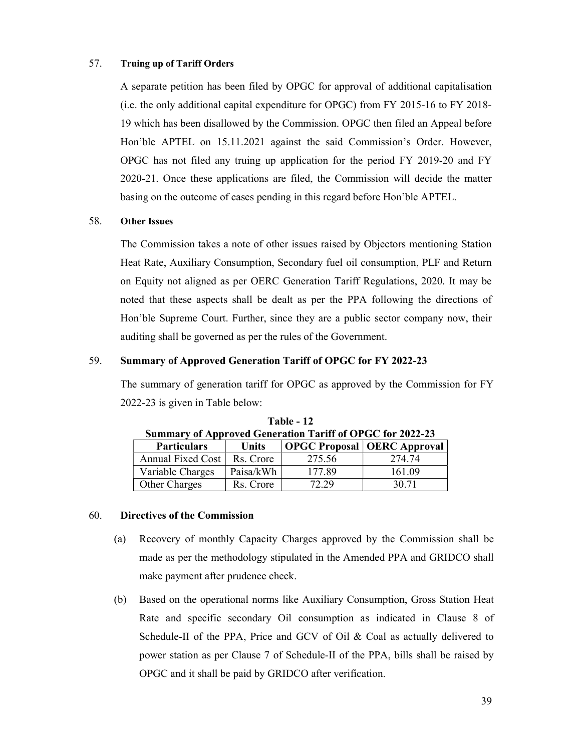57. **Truing up of Tariff Orders**

A separate petition has been filed by OPGC for approval of additional capitalisation (i.e. the only additional capital expenditure for OPGC) from FY 2015-16 to FY 2018-19 which has been disallowed by the Commission. OPGC then filed an Appeal before Hon'ble APTEL on 15.11.2021 against the said Commission's Order. However, OPGC has not filed any truing up application for the period FY 2019-20 and FY 2020-21. Once these applications are filed, the Commission will decide the matter basing on the outcome of cases pending in this regard before Hon'ble APTEL.

58. **Other Issues**

The Commission takes a note of other issues raised by Objectors mentioning Station Heat Rate, Auxiliary Consumption, Secondary fuel oil consumption, PLF and Return on Equity not aligned as per OERC Generation Tariff Regulations, 2020. It may be noted that these aspects shall be dealt as per the PPA following the directions of Hon'ble Supreme Court. Further, since they are a public sector company now, their auditing shall be governed as per the rules of the Government.

59. **Summary of Approved Generation Tariff of OPGC for FY 2022-23**

The summary of generation tariff for OPGC as approved by the Commission for FY 2022-23 is given in Table below:

**Table - 12**
**Summary of Approved Generation Tariff of OPGC for 2022-23**

| Particulars | Units | OPGC Proposal | OERC Approval |
|---|---|---|---|
| Annual Fixed Cost | Rs. Crore | 275.56 | 274.74 |
| Variable Charges | Paisa/kWh | 177.89 | 161.09 |
| Other Charges | Rs. Crore | 72.29 | 30.71 |

60. **Directives of the Commission**

(a) Recovery of monthly Capacity Charges approved by the Commission shall be made as per the methodology stipulated in the Amended PPA and GRIDCO shall make payment after prudence check.

(b) Based on the operational norms like Auxiliary Consumption, Gross Station Heat Rate and specific secondary Oil consumption as indicated in Clause 8 of Schedule-II of the PPA, Price and GCV of Oil & Coal as actually delivered to power station as per Clause 7 of Schedule-II of the PPA, bills shall be raised by OPGC and it shall be paid by GRIDCO after verification.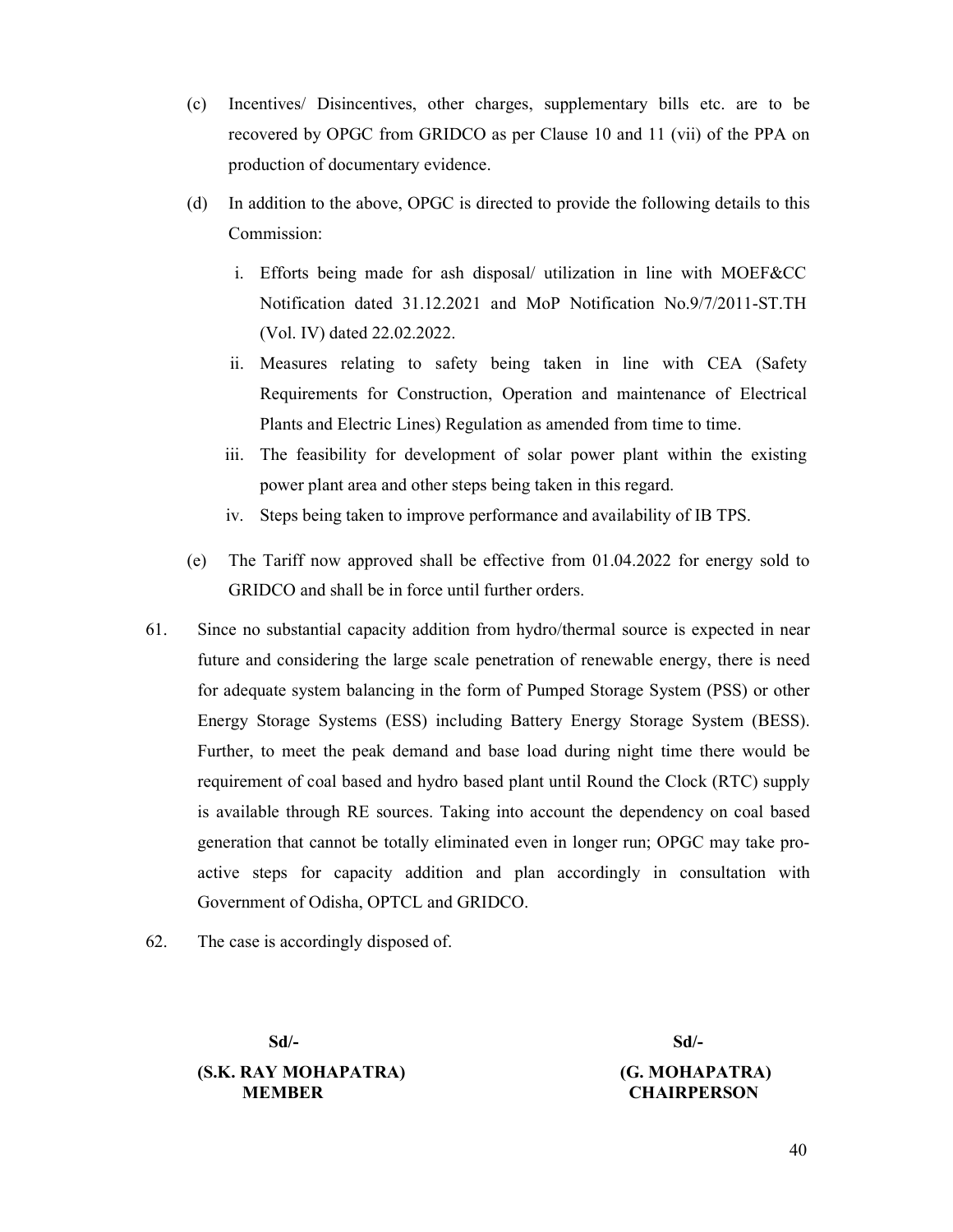(c) Incentives/ Disincentives, other charges, supplementary bills etc. are to be recovered by OPGC from GRIDCO as per Clause 10 and 11 (vii) of the PPA on production of documentary evidence.

(d) In addition to the above, OPGC is directed to provide the following details to this Commission:

   i. Efforts being made for ash disposal/ utilization in line with MOEF&CC Notification dated 31.12.2021 and MoP Notification No.9/7/2011-ST.TH (Vol. IV) dated 22.02.2022.

   ii. Measures relating to safety being taken in line with CEA (Safety Requirements for Construction, Operation and maintenance of Electrical Plants and Electric Lines) Regulation as amended from time to time.

   iii. The feasibility for development of solar power plant within the existing power plant area and other steps being taken in this regard.

   iv. Steps being taken to improve performance and availability of IB TPS.

(e) The Tariff now approved shall be effective from 01.04.2022 for energy sold to GRIDCO and shall be in force until further orders.

61. Since no substantial capacity addition from hydro/thermal source is expected in near future and considering the large scale penetration of renewable energy, there is need for adequate system balancing in the form of Pumped Storage System (PSS) or other Energy Storage Systems (ESS) including Battery Energy Storage System (BESS). Further, to meet the peak demand and base load during night time there would be requirement of coal based and hydro based plant until Round the Clock (RTC) supply is available through RE sources. Taking into account the dependency on coal based generation that cannot be totally eliminated even in longer run; OPGC may take pro-active steps for capacity addition and plan accordingly in consultation with Government of Odisha, OPTCL and GRIDCO.

62. The case is accordingly disposed of.

**Sd/-**
**(S.K. RAY MOHAPATRA)**
**MEMBER**

**Sd/-**
**(G. MOHAPATRA)**
**CHAIRPERSON**